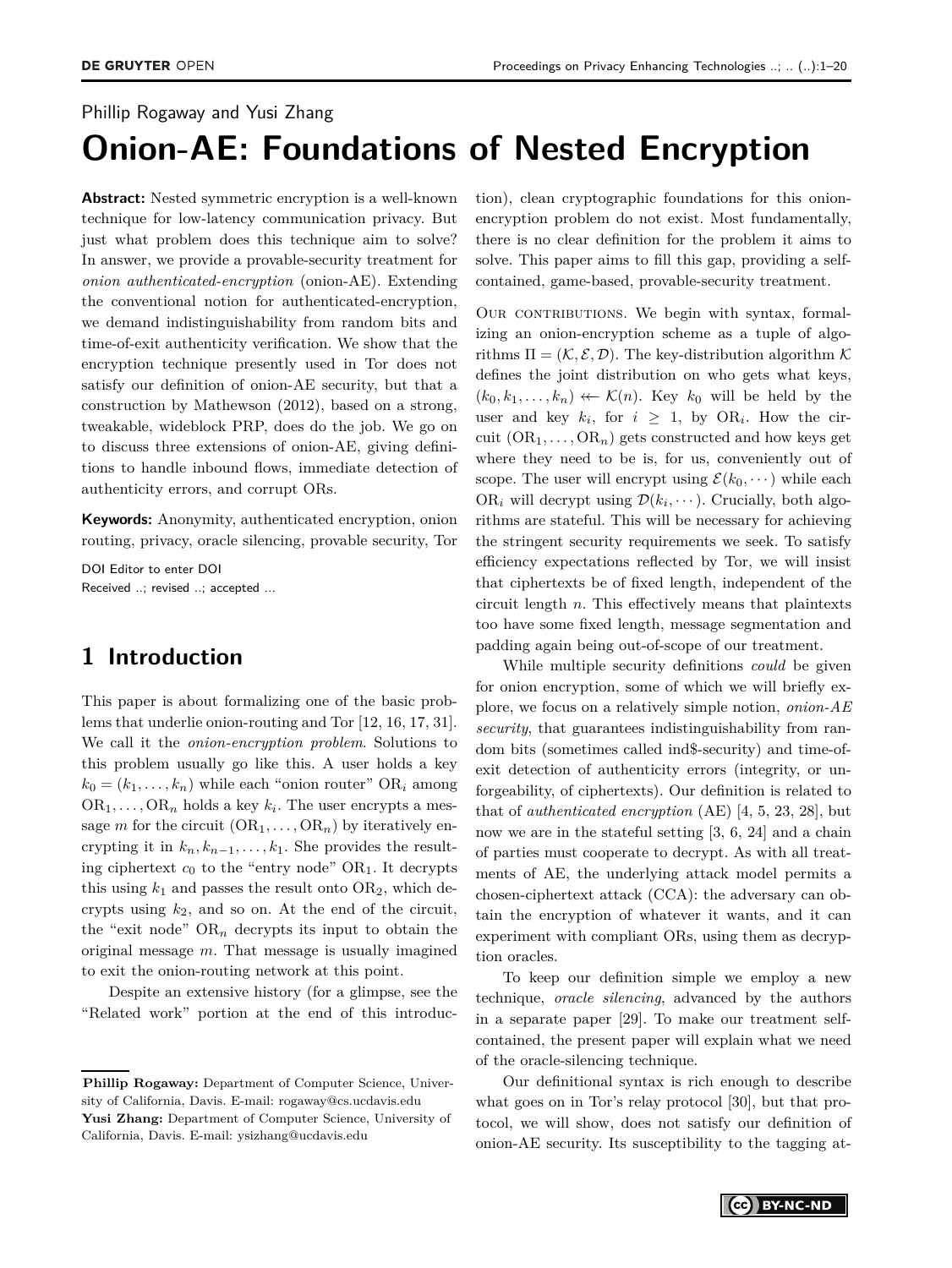Phillip Rogaway and Yusi Zhang

# Onion-AE: Foundations of Nested Encryption

**Abstract:** Nested symmetric encryption is a well-known technique for low-latency communication privacy. But just what problem does this technique aim to solve? In answer, we provide a provable-security treatment for *onion authenticated-encryption* (onion-AE). Extending the conventional notion for authenticated-encryption, we demand indistinguishability from random bits and time-of-exit authenticity verification. We show that the encryption technique presently used in Tor does not satisfy our definition of onion-AE security, but that a construction by Mathewson (2012), based on a strong, tweakable, wideblock PRP, does do the job. We go on to discuss three extensions of onion-AE, giving definitions to handle inbound flows, immediate detection of authenticity errors, and corrupt ORs.

**Keywords:** Anonymity, authenticated encryption, onion routing, privacy, oracle silencing, provable security, Tor

DOI Editor to enter DOI
Received ..; revised ..; accepted ...

## 1 Introduction

This paper is about formalizing one of the basic problems that underlie onion-routing and Tor [12, 16, 17, 31]. We call it the *onion-encryption problem*. Solutions to this problem usually go like this. A user holds a key $k_0 = (k_1, \ldots, k_n)$ while each "onion router" $\mathrm{OR}_i$ among $\mathrm{OR}_1, \ldots, \mathrm{OR}_n$ holds a key $k_i$. The user encrypts a message $m$ for the circuit $(\mathrm{OR}_1, \ldots, \mathrm{OR}_n)$ by iteratively encrypting it in $k_n, k_{n-1}, \ldots, k_1$. She provides the resulting ciphertext $c_0$ to the "entry node" $\mathrm{OR}_1$. It decrypts this using $k_1$ and passes the result onto $\mathrm{OR}_2$, which decrypts using $k_2$, and so on. At the end of the circuit, the "exit node" $\mathrm{OR}_n$ decrypts its input to obtain the original message $m$. That message is usually imagined to exit the onion-routing network at this point.

Despite an extensive history (for a glimpse, see the "Related work" portion at the end of this introduction), clean cryptographic foundations for this onion-encryption problem do not exist. Most fundamentally, there is no clear definition for the problem it aims to solve. This paper aims to fill this gap, providing a self-contained, game-based, provable-security treatment.

Our contributions. We begin with syntax, formalizing an onion-encryption scheme as a tuple of algorithms $\Pi = (\mathcal{K}, \mathcal{E}, \mathcal{D})$. The key-distribution algorithm $\mathcal{K}$ defines the joint distribution on who gets what keys, $(k_0, k_1, \ldots, k_n) \twoheadleftarrow \mathcal{K}(n)$. Key $k_0$ will be held by the user and key $k_i$, for $i \geq 1$, by $\mathrm{OR}_i$. How the circuit $(\mathrm{OR}_1, \ldots, \mathrm{OR}_n)$ gets constructed and how keys get where they need to be is, for us, conveniently out of scope. The user will encrypt using $\mathcal{E}(k_0, \cdots)$ while each $\mathrm{OR}_i$ will decrypt using $\mathcal{D}(k_i, \cdots)$. Crucially, both algorithms are stateful. This will be necessary for achieving the stringent security requirements we seek. To satisfy efficiency expectations reflected by Tor, we will insist that ciphertexts be of fixed length, independent of the circuit length $n$. This effectively means that plaintexts too have some fixed length, message segmentation and padding again being out-of-scope of our treatment.

While multiple security definitions *could* be given for onion encryption, some of which we will briefly explore, we focus on a relatively simple notion, *onion-AE security*, that guarantees indistinguishability from random bits (sometimes called ind\$-security) and time-of-exit detection of authenticity errors (integrity, or unforgeability, of ciphertexts). Our definition is related to that of *authenticated encryption* (AE) [4, 5, 23, 28], but now we are in the stateful setting [3, 6, 24] and a chain of parties must cooperate to decrypt. As with all treatments of AE, the underlying attack model permits a chosen-ciphertext attack (CCA): the adversary can obtain the encryption of whatever it wants, and it can experiment with compliant ORs, using them as decryption oracles.

To keep our definition simple we employ a new technique, *oracle silencing*, advanced by the authors in a separate paper [29]. To make our treatment self-contained, the present paper will explain what we need of the oracle-silencing technique.

Our definitional syntax is rich enough to describe what goes on in Tor's relay protocol [30], but that protocol, we will show, does not satisfy our definition of onion-AE security. Its susceptibility to the tagging at-

**Phillip Rogaway:** Department of Computer Science, University of California, Davis. E-mail: rogaway@cs.ucdavis.edu
**Yusi Zhang:** Department of Computer Science, University of California, Davis. E-mail: ysizhang@ucdavis.edu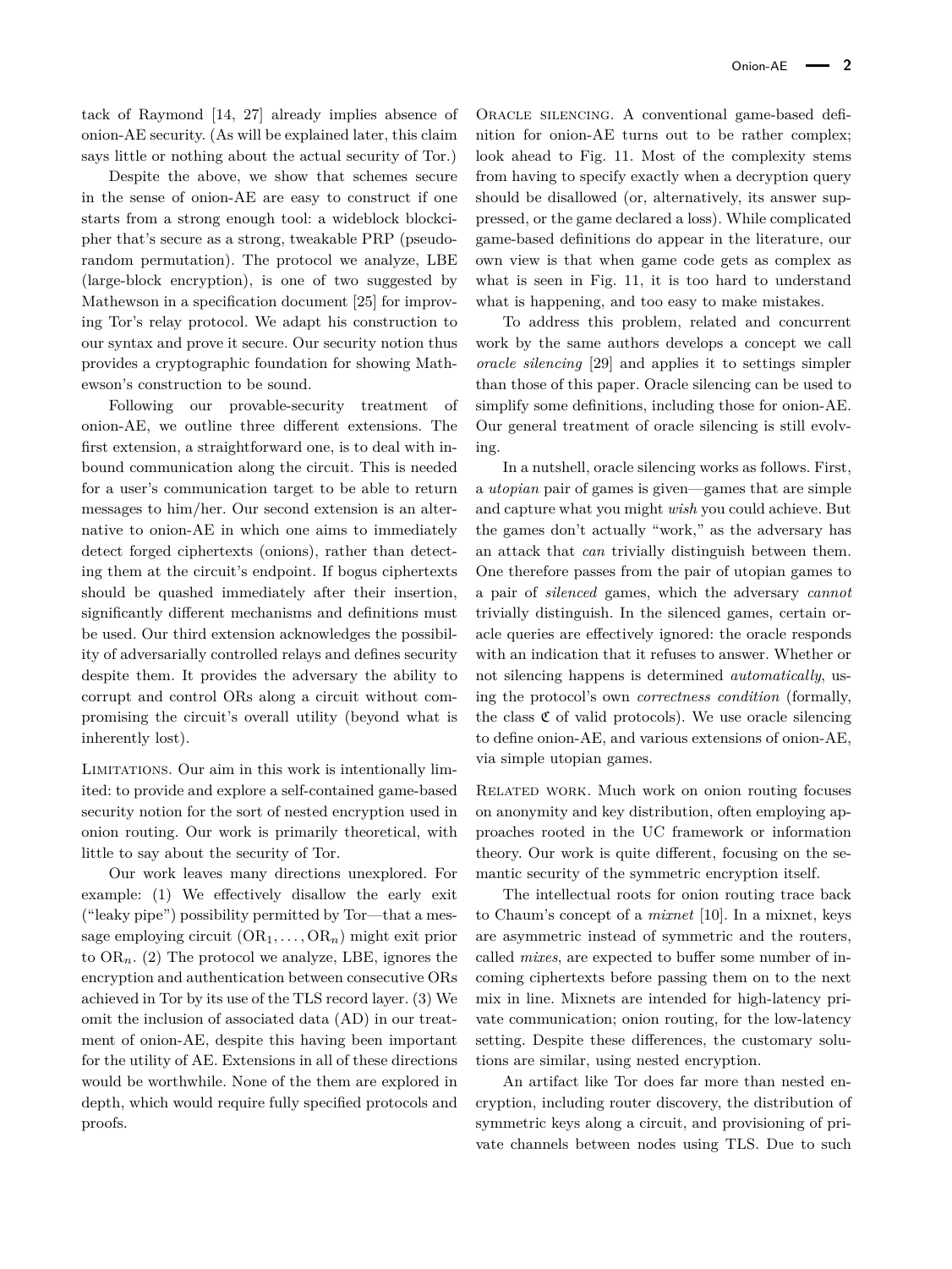tack of Raymond [14, 27] already implies absence of onion-AE security. (As will be explained later, this claim says little or nothing about the actual security of Tor.)

Despite the above, we show that schemes secure in the sense of onion-AE are easy to construct if one starts from a strong enough tool: a wideblock blockcipher that's secure as a strong, tweakable PRP (pseudorandom permutation). The protocol we analyze, LBE (large-block encryption), is one of two suggested by Mathewson in a specification document [25] for improving Tor's relay protocol. We adapt his construction to our syntax and prove it secure. Our security notion thus provides a cryptographic foundation for showing Mathewson's construction to be sound.

Following our provable-security treatment of onion-AE, we outline three different extensions. The first extension, a straightforward one, is to deal with inbound communication along the circuit. This is needed for a user's communication target to be able to return messages to him/her. Our second extension is an alternative to onion-AE in which one aims to immediately detect forged ciphertexts (onions), rather than detecting them at the circuit's endpoint. If bogus ciphertexts should be quashed immediately after their insertion, significantly different mechanisms and definitions must be used. Our third extension acknowledges the possibility of adversarially controlled relays and defines security despite them. It provides the adversary the ability to corrupt and control ORs along a circuit without compromising the circuit's overall utility (beyond what is inherently lost).

Limitations. Our aim in this work is intentionally limited: to provide and explore a self-contained game-based security notion for the sort of nested encryption used in onion routing. Our work is primarily theoretical, with little to say about the security of Tor.

Our work leaves many directions unexplored. For example: (1) We effectively disallow the early exit ("leaky pipe") possibility permitted by Tor—that a message employing circuit $(\mathrm{OR}_1, \ldots, \mathrm{OR}_n)$ might exit prior to $\mathrm{OR}_n$. (2) The protocol we analyze, LBE, ignores the encryption and authentication between consecutive ORs achieved in Tor by its use of the TLS record layer. (3) We omit the inclusion of associated data (AD) in our treatment of onion-AE, despite this having been important for the utility of AE. Extensions in all of these directions would be worthwhile. None of the them are explored in depth, which would require fully specified protocols and proofs.

Oracle silencing. A conventional game-based definition for onion-AE turns out to be rather complex; look ahead to Fig. 11. Most of the complexity stems from having to specify exactly when a decryption query should be disallowed (or, alternatively, its answer suppressed, or the game declared a loss). While complicated game-based definitions do appear in the literature, our own view is that when game code gets as complex as what is seen in Fig. 11, it is too hard to understand what is happening, and too easy to make mistakes.

To address this problem, related and concurrent work by the same authors develops a concept we call *oracle silencing* [29] and applies it to settings simpler than those of this paper. Oracle silencing can be used to simplify some definitions, including those for onion-AE. Our general treatment of oracle silencing is still evolving.

In a nutshell, oracle silencing works as follows. First, a *utopian* pair of games is given—games that are simple and capture what you might *wish* you could achieve. But the games don't actually "work," as the adversary has an attack that *can* trivially distinguish between them. One therefore passes from the pair of utopian games to a pair of *silenced* games, which the adversary *cannot* trivially distinguish. In the silenced games, certain oracle queries are effectively ignored: the oracle responds with an indication that it refuses to answer. Whether or not silencing happens is determined *automatically*, using the protocol's own *correctness condition* (formally, the class $\mathfrak{C}$ of valid protocols). We use oracle silencing to define onion-AE, and various extensions of onion-AE, via simple utopian games.

Related work. Much work on onion routing focuses on anonymity and key distribution, often employing approaches rooted in the UC framework or information theory. Our work is quite different, focusing on the semantic security of the symmetric encryption itself.

The intellectual roots for onion routing trace back to Chaum's concept of a *mixnet* [10]. In a mixnet, keys are asymmetric instead of symmetric and the routers, called *mixes*, are expected to buffer some number of incoming ciphertexts before passing them on to the next mix in line. Mixnets are intended for high-latency private communication; onion routing, for the low-latency setting. Despite these differences, the customary solutions are similar, using nested encryption.

An artifact like Tor does far more than nested encryption, including router discovery, the distribution of symmetric keys along a circuit, and provisioning of private channels between nodes using TLS. Due to such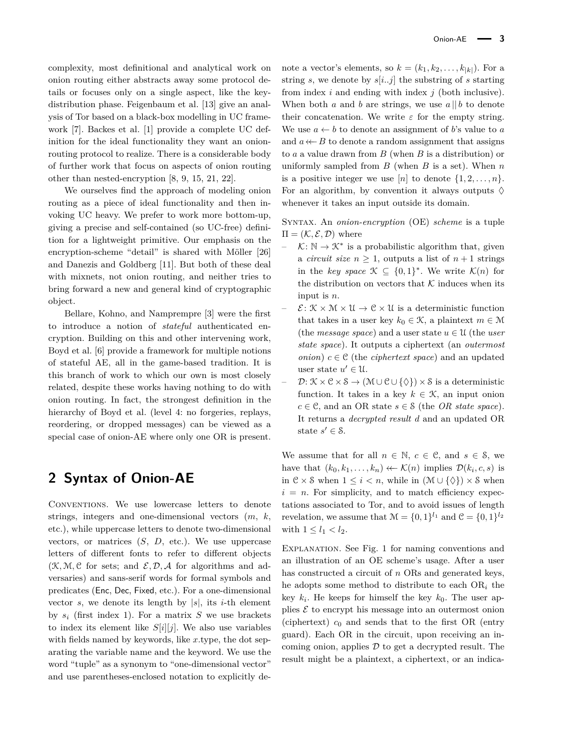complexity, most definitional and analytical work on onion routing either abstracts away some protocol details or focuses only on a single aspect, like the key-distribution phase. Feigenbaum et al. [13] give an analysis of Tor based on a black-box modelling in UC framework [7]. Backes et al. [1] provide a complete UC definition for the ideal functionality they want an onion-routing protocol to realize. There is a considerable body of further work that focus on aspects of onion routing other than nested-encryption [8, 9, 15, 21, 22].

We ourselves find the approach of modeling onion routing as a piece of ideal functionality and then invoking UC heavy. We prefer to work more bottom-up, giving a precise and self-contained (so UC-free) definition for a lightweight primitive. Our emphasis on the encryption-scheme "detail" is shared with Möller [26] and Danezis and Goldberg [11]. But both of these deal with mixnets, not onion routing, and neither tries to bring forward a new and general kind of cryptographic object.

Bellare, Kohno, and Namprempre [3] were the first to introduce a notion of *stateful* authenticated encryption. Building on this and other intervening work, Boyd et al. [6] provide a framework for multiple notions of stateful AE, all in the game-based tradition. It is this branch of work to which our own is most closely related, despite these works having nothing to do with onion routing. In fact, the strongest definition in the hierarchy of Boyd et al. (level 4: no forgeries, replays, reordering, or dropped messages) can be viewed as a special case of onion-AE where only one OR is present.

## 2 Syntax of Onion-AE

Conventions. We use lowercase letters to denote strings, integers and one-dimensional vectors ($m$, $k$, etc.), while uppercase letters to denote two-dimensional vectors, or matrices ($S$, $D$, etc.). We use uppercase letters of different fonts to refer to different objects ($\mathcal{K}, \mathcal{M}, \mathcal{C}$ for sets; and $\mathcal{E}, \mathcal{D}, \mathcal{A}$ for algorithms and adversaries) and sans-serif words for formal symbols and predicates ($\mathsf{Enc}$, $\mathsf{Dec}$, $\mathsf{Fixed}$, etc.). For a one-dimensional vector $s$, we denote its length by $|s|$, its $i$-th element by $s_i$ (first index 1). For a matrix $S$ we use brackets to index its element like $S[i][j]$. We also use variables with fields named by keywords, like $x$.type, the dot separating the variable name and the keyword. We use the word "tuple" as a synonym to "one-dimensional vector" and use parentheses-enclosed notation to explicitly denote a vector's elements, so $k = (k_1, k_2, \ldots, k_{|k|})$. For a string $s$, we denote by $s[i..j]$ the substring of $s$ starting from index $i$ and ending with index $j$ (both inclusive). When both $a$ and $b$ are strings, we use $a \,||\, b$ to denote their concatenation. We write $\varepsilon$ for the empty string. We use $a \leftarrow b$ to denote an assignment of $b$'s value to $a$ and $a \twoheadleftarrow B$ to denote a random assignment that assigns to $a$ a value drawn from $B$ (when $B$ is a distribution) or uniformly sampled from $B$ (when $B$ is a set). When $n$ is a positive integer we use $[n]$ to denote $\{1, 2, \ldots, n\}$. For an algorithm, by convention it always outputs $\Diamond$ whenever it takes an input outside its domain.

Syntax. An *onion-encryption* (OE) *scheme* is a tuple $\Pi = (\mathcal{K}, \mathcal{E}, \mathcal{D})$ where

- $\mathcal{K}\colon \mathbb{N} \to \mathcal{K}^*$ is a probabilistic algorithm that, given a *circuit size* $n \geq 1$, outputs a list of $n+1$ strings in the *key space* $\mathcal{K} \subseteq \{0,1\}^*$. We write $\mathcal{K}(n)$ for the distribution on vectors that $\mathcal{K}$ induces when its input is $n$.
- $\mathcal{E}\colon \mathcal{K} \times \mathcal{M} \times \mathcal{U} \to \mathcal{C} \times \mathcal{U}$ is a deterministic function that takes in a user key $k_0 \in \mathcal{K}$, a plaintext $m \in \mathcal{M}$ (the *message space*) and a user state $u \in \mathcal{U}$ (the *user state space*). It outputs a ciphertext (an *outermost onion*) $c \in \mathcal{C}$ (the *ciphertext space*) and an updated user state $u' \in \mathcal{U}$.
- $\mathcal{D}\colon \mathcal{K} \times \mathcal{C} \times \mathcal{S} \to (\mathcal{M} \cup \mathcal{C} \cup \{\Diamond\}) \times \mathcal{S}$ is a deterministic function. It takes in a key $k \in \mathcal{K}$, an input onion $c \in \mathcal{C}$, and an OR state $s \in \mathcal{S}$ (the *OR state space*). It returns a *decrypted result* $d$ and an updated OR state $s' \in \mathcal{S}$.

We assume that for all $n \in \mathbb{N}$, $c \in \mathcal{C}$, and $s \in \mathcal{S}$, we have that $(k_0, k_1, \ldots, k_n) \twoheadleftarrow \mathcal{K}(n)$ implies $\mathcal{D}(k_i, c, s)$ is in $\mathcal{C} \times \mathcal{S}$ when $1 \leq i < n$, while in $(\mathcal{M} \cup \{\Diamond\}) \times \mathcal{S}$ when $i = n$. For simplicity, and to match efficiency expectations associated to Tor, and to avoid issues of length revelation, we assume that $\mathcal{M} = \{0,1\}^{l_1}$ and $\mathcal{C} = \{0,1\}^{l_2}$ with $1 \leq l_1 < l_2$.

Explanation. See Fig. 1 for naming conventions and an illustration of an OE scheme's usage. After a user has constructed a circuit of $n$ ORs and generated keys, he adopts some method to distribute to each $\text{OR}_i$ the key $k_i$. He keeps for himself the key $k_0$. The user applies $\mathcal{E}$ to encrypt his message into an outermost onion (ciphertext) $c_0$ and sends that to the first OR (entry guard). Each OR in the circuit, upon receiving an incoming onion, applies $\mathcal{D}$ to get a decrypted result. The result might be a plaintext, a ciphertext, or an indica-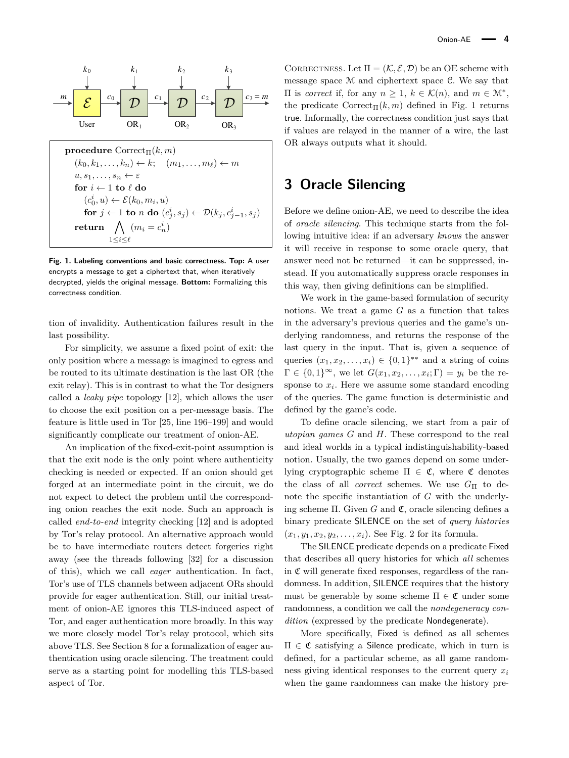```
procedure Correct_Π(k, m)
   (k_0, k_1, ..., k_n) ← k;    (m_1, ..., m_ℓ) ← m
   u, s_1, ..., s_n ← ε
   for i ← 1 to ℓ do
      (c_0^i, u) ← E(k_0, m_i, u)
      for j ← 1 to n do (c_j^i, s_j) ← D(k_j, c_{j-1}^i, s_j)
   return ⋀_{1≤i≤ℓ} (m_i = c_n^i)
```

**Fig. 1. Labeling conventions and basic correctness. Top:** A user encrypts a message to get a ciphertext that, when iteratively decrypted, yields the original message. **Bottom:** Formalizing this correctness condition.

tion of invalidity. Authentication failures result in the last possibility.

For simplicity, we assume a fixed point of exit: the only position where a message is imagined to egress and be routed to its ultimate destination is the last OR (the exit relay). This is in contrast to what the Tor designers called a *leaky pipe* topology [12], which allows the user to choose the exit position on a per-message basis. The feature is little used in Tor [25, line 196–199] and would significantly complicate our treatment of onion-AE.

An implication of the fixed-exit-point assumption is that the exit node is the only point where authenticity checking is needed or expected. If an onion should get forged at an intermediate point in the circuit, we do not expect to detect the problem until the corresponding onion reaches the exit node. Such an approach is called *end-to-end* integrity checking [12] and is adopted by Tor's relay protocol. An alternative approach would be to have intermediate routers detect forgeries right away (see the threads following [32] for a discussion of this), which we call *eager* authentication. In fact, Tor's use of TLS channels between adjacent ORs should provide for eager authentication. Still, our initial treatment of onion-AE ignores this TLS-induced aspect of Tor, and eager authentication more broadly. In this way we more closely model Tor's relay protocol, which sits above TLS. See Section 8 for a formalization of eager authentication using oracle silencing. The treatment could serve as a starting point for modelling this TLS-based aspect of Tor.

CORRECTNESS. Let $\Pi = (\mathcal{K}, \mathcal{E}, \mathcal{D})$ be an OE scheme with message space $\mathcal{M}$ and ciphertext space $\mathcal{C}$. We say that $\Pi$ is *correct* if, for any $n \geq 1$, $k \in \mathcal{K}(n)$, and $m \in \mathcal{M}^*$, the predicate $\mathrm{Correct}_\Pi(k, m)$ defined in Fig. 1 returns true. Informally, the correctness condition just says that if values are relayed in the manner of a wire, the last OR always outputs what it should.

## 3 Oracle Silencing

Before we define onion-AE, we need to describe the idea of *oracle silencing*. This technique starts from the following intuitive idea: if an adversary *knows* the answer it will receive in response to some oracle query, that answer need not be returned—it can be suppressed, instead. If you automatically suppress oracle responses in this way, then giving definitions can be simplified.

We work in the game-based formulation of security notions. We treat a game $G$ as a function that takes in the adversary's previous queries and the game's underlying randomness, and returns the response of the last query in the input. That is, given a sequence of queries $(x_1, x_2, \ldots, x_i) \in \{0,1\}^{**}$ and a string of coins $\Gamma \in \{0,1\}^\infty$, we let $G(x_1, x_2, \ldots, x_i; \Gamma) = y_i$ be the response to $x_i$. Here we assume some standard encoding of the queries. The game function is deterministic and defined by the game's code.

To define oracle silencing, we start from a pair of *utopian games* $G$ and $H$. These correspond to the real and ideal worlds in a typical indistinguishability-based notion. Usually, the two games depend on some underlying cryptographic scheme $\Pi \in \mathfrak{C}$, where $\mathfrak{C}$ denotes the class of all *correct* schemes. We use $G_\Pi$ to denote the specific instantiation of $G$ with the underlying scheme $\Pi$. Given $G$ and $\mathfrak{C}$, oracle silencing defines a binary predicate SILENCE on the set of *query histories* $(x_1, y_1, x_2, y_2, \ldots, x_i)$. See Fig. 2 for its formula.

The SILENCE predicate depends on a predicate Fixed that describes all query histories for which *all* schemes in $\mathfrak{C}$ will generate fixed responses, regardless of the randomness. In addition, SILENCE requires that the history must be generable by some scheme $\Pi \in \mathfrak{C}$ under some randomness, a condition we call the *nondegeneracy condition* (expressed by the predicate Nondegenerate).

More specifically, Fixed is defined as all schemes $\Pi \in \mathfrak{C}$ satisfying a Silence predicate, which in turn is defined, for a particular scheme, as all game randomness giving identical responses to the current query $x_i$ when the game randomness can make the history pre-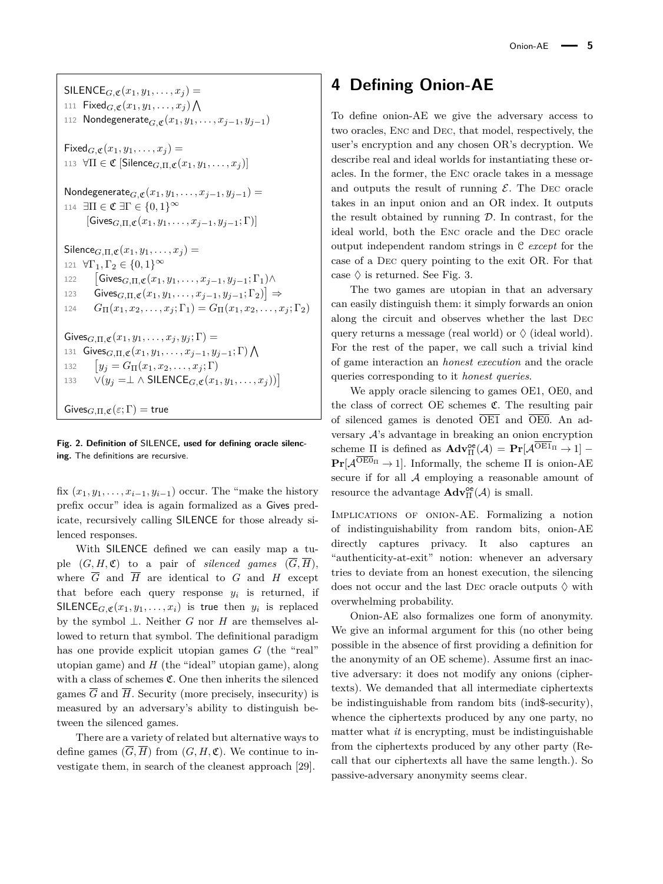$\mathsf{SILENCE}_{G,\mathfrak{C}}(x_1, y_1, \ldots, x_j) =$
111 $\mathsf{Fixed}_{G,\mathfrak{C}}(x_1, y_1, \ldots, x_j) \bigwedge$
112 $\mathsf{Nondegenerate}_{G,\mathfrak{C}}(x_1, y_1, \ldots, x_{j-1}, y_{j-1})$

$\mathsf{Fixed}_{G,\mathfrak{C}}(x_1, y_1, \ldots, x_j) =$
113 $\forall \Pi \in \mathfrak{C}\ [\mathsf{Silence}_{G,\Pi,\mathfrak{C}}(x_1, y_1, \ldots, x_j)]$

$\mathsf{Nondegenerate}_{G,\mathfrak{C}}(x_1, y_1, \ldots, x_{j-1}, y_{j-1}) =$
114 $\exists \Pi \in \mathfrak{C}\ \exists \Gamma \in \{0,1\}^\infty$
$[\mathsf{Gives}_{G,\Pi,\mathfrak{C}}(x_1, y_1, \ldots, x_{j-1}, y_{j-1}; \Gamma)]$

$\mathsf{Silence}_{G,\Pi,\mathfrak{C}}(x_1, y_1, \ldots, x_j) =$
121 $\forall \Gamma_1, \Gamma_2 \in \{0,1\}^\infty$
122 $\big[\mathsf{Gives}_{G,\Pi,\mathfrak{C}}(x_1, y_1, \ldots, x_{j-1}, y_{j-1}; \Gamma_1) \wedge$
123 $\mathsf{Gives}_{G,\Pi,\mathfrak{C}}(x_1, y_1, \ldots, x_{j-1}, y_{j-1}; \Gamma_2)\big] \Rightarrow$
124 $G_\Pi(x_1, x_2, \ldots, x_j; \Gamma_1) = G_\Pi(x_1, x_2, \ldots, x_j; \Gamma_2)$

$\mathsf{Gives}_{G,\Pi,\mathfrak{C}}(x_1, y_1, \ldots, x_j, y_j; \Gamma) =$
131 $\mathsf{Gives}_{G,\Pi,\mathfrak{C}}(x_1, y_1, \ldots, x_{j-1}, y_{j-1}; \Gamma) \bigwedge$
132 $\big[y_j = G_\Pi(x_1, x_2, \ldots, x_j; \Gamma)$
133 $\vee (y_j = \perp \wedge \mathsf{SILENCE}_{G,\mathfrak{C}}(x_1, y_1, \ldots, x_j))\big]$

$\mathsf{Gives}_{G,\Pi,\mathfrak{C}}(\varepsilon; \Gamma) = \mathsf{true}$

**Fig. 2. Definition of** SILENCE**, used for defining oracle silencing.** The definitions are recursive.

fix $(x_1, y_1, \ldots, x_{i-1}, y_{i-1})$ occur. The "make the history prefix occur" idea is again formalized as a Gives predicate, recursively calling SILENCE for those already silenced responses.

With SILENCE defined we can easily map a tuple $(G, H, \mathfrak{C})$ to a pair of *silenced games* $(\overline{G}, \overline{H})$, where $\overline{G}$ and $\overline{H}$ are identical to $G$ and $H$ except that before each query response $y_i$ is returned, if $\mathsf{SILENCE}_{G,\mathfrak{C}}(x_1, y_1, \ldots, x_i)$ is true then $y_i$ is replaced by the symbol $\perp$. Neither $G$ nor $H$ are themselves allowed to return that symbol. The definitional paradigm has one provide explicit utopian games $G$ (the "real" utopian game) and $H$ (the "ideal" utopian game), along with a class of schemes $\mathfrak{C}$. One then inherits the silenced games $\overline{G}$ and $\overline{H}$. Security (more precisely, insecurity) is measured by an adversary's ability to distinguish between the silenced games.

There are a variety of related but alternative ways to define games $(\overline{G}, \overline{H})$ from $(G, H, \mathfrak{C})$. We continue to investigate them, in search of the cleanest approach [29].

# 4 Defining Onion-AE

To define onion-AE we give the adversary access to two oracles, Enc and Dec, that model, respectively, the user's encryption and any chosen OR's decryption. We describe real and ideal worlds for instantiating these oracles. In the former, the Enc oracle takes in a message and outputs the result of running $\mathcal{E}$. The Dec oracle takes in an input onion and an OR index. It outputs the result obtained by running $\mathcal{D}$. In contrast, for the ideal world, both the Enc oracle and the Dec oracle output independent random strings in $\mathcal{C}$ *except* for the case of a Dec query pointing to the exit OR. For that case $\Diamond$ is returned. See Fig. 3.

The two games are utopian in that an adversary can easily distinguish them: it simply forwards an onion along the circuit and observes whether the last Dec query returns a message (real world) or $\Diamond$ (ideal world). For the rest of the paper, we call such a trivial kind of game interaction an *honest execution* and the oracle queries corresponding to it *honest queries*.

We apply oracle silencing to games OE1, OE0, and the class of correct OE schemes $\mathfrak{C}$. The resulting pair of silenced games is denoted $\overline{\text{OE1}}$ and $\overline{\text{OE0}}$. An adversary $\mathcal{A}$'s advantage in breaking an onion encryption scheme $\Pi$ is defined as $\mathbf{Adv}^{\mathsf{oe}}_{\Pi}(\mathcal{A}) = \mathbf{Pr}[\mathcal{A}^{\overline{\text{OE1}}_\Pi} \to 1] - \mathbf{Pr}[\mathcal{A}^{\overline{\text{OE0}}_\Pi} \to 1]$. Informally, the scheme $\Pi$ is onion-AE secure if for all $\mathcal{A}$ employing a reasonable amount of resource the advantage $\mathbf{Adv}^{\mathsf{oe}}_{\Pi}(\mathcal{A})$ is small.

Implications of onion-AE. Formalizing a notion of indistinguishability from random bits, onion-AE directly captures privacy. It also captures an "authenticity-at-exit" notion: whenever an adversary tries to deviate from an honest execution, the silencing does not occur and the last Dec oracle outputs $\Diamond$ with overwhelming probability.

Onion-AE also formalizes one form of anonymity. We give an informal argument for this (no other being possible in the absence of first providing a definition for the anonymity of an OE scheme). Assume first an inactive adversary: it does not modify any onions (ciphertexts). We demanded that all intermediate ciphertexts be indistinguishable from random bits (ind\$-security), whence the ciphertexts produced by any one party, no matter what *it* is encrypting, must be indistinguishable from the ciphertexts produced by any other party (Recall that our ciphertexts all have the same length.). So passive-adversary anonymity seems clear.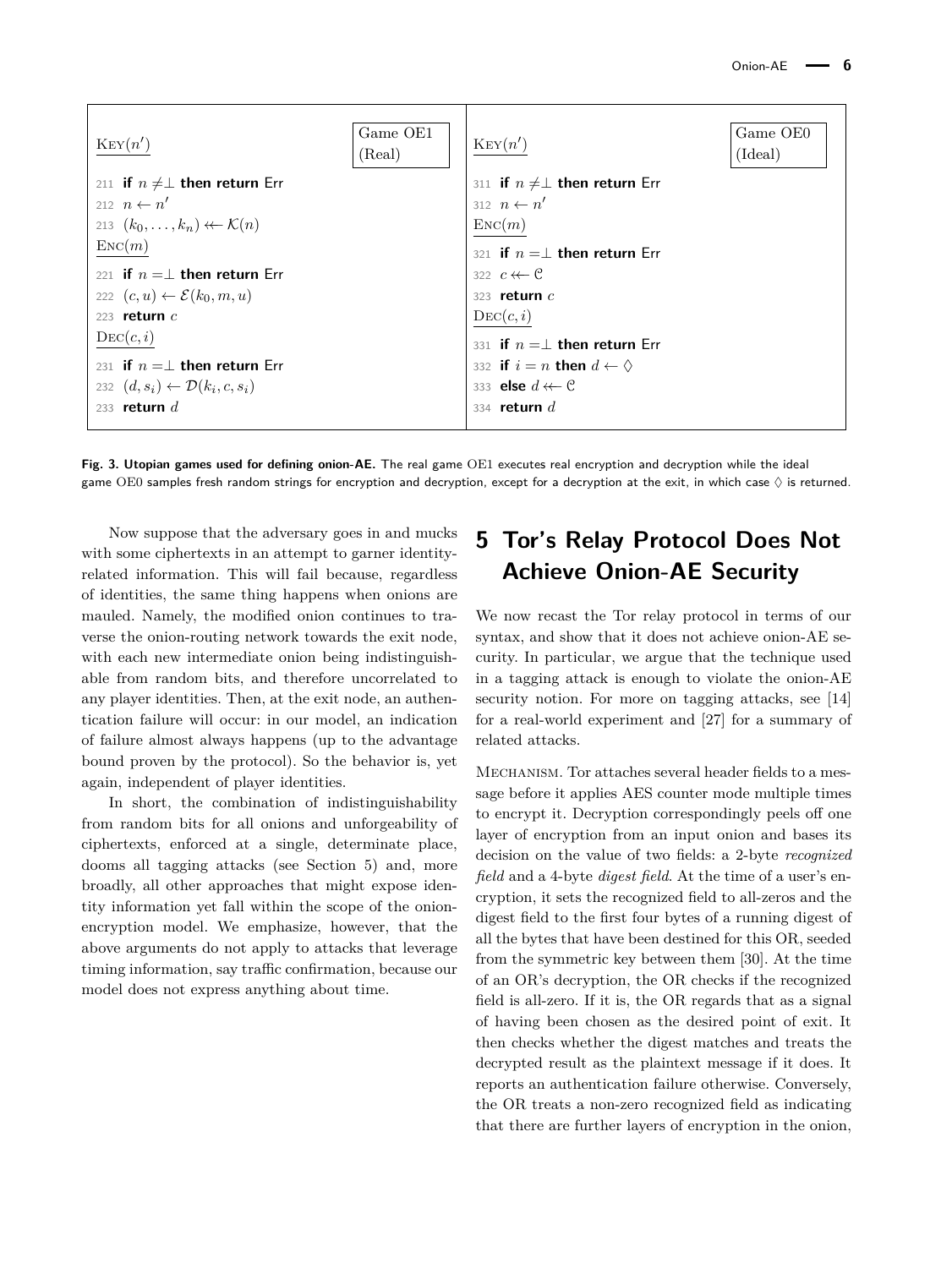```
Key(n')                                     Game OE1 (Real)
211 if n ≠ ⊥ then return Err
212 n ← n'
213 (k_0, ..., k_n) ↞ K(n)
Enc(m)
221 if n = ⊥ then return Err
222 (c, u) ← E(k_0, m, u)
223 return c
Dec(c, i)
231 if n = ⊥ then return Err
232 (d, s_i) ← D(k_i, c, s_i)
233 return d
```

```
Key(n')                                     Game OE0 (Ideal)
311 if n ≠ ⊥ then return Err
312 n ← n'
Enc(m)
321 if n = ⊥ then return Err
322 c ↞ C
323 return c
Dec(c, i)
331 if n = ⊥ then return Err
332 if i = n then d ← ◊
333 else d ↞ C
334 return d
```

**Fig. 3. Utopian games used for defining onion-AE.** The real game OE1 executes real encryption and decryption while the ideal game OE0 samples fresh random strings for encryption and decryption, except for a decryption at the exit, in which case $\lozenge$ is returned.

Now suppose that the adversary goes in and mucks with some ciphertexts in an attempt to garner identity-related information. This will fail because, regardless of identities, the same thing happens when onions are mauled. Namely, the modified onion continues to traverse the onion-routing network towards the exit node, with each new intermediate onion being indistinguishable from random bits, and therefore uncorrelated to any player identities. Then, at the exit node, an authentication failure will occur: in our model, an indication of failure almost always happens (up to the advantage bound proven by the protocol). So the behavior is, yet again, independent of player identities.

In short, the combination of indistinguishability from random bits for all onions and unforgeability of ciphertexts, enforced at a single, determinate place, dooms all tagging attacks (see Section 5) and, more broadly, all other approaches that might expose identity information yet fall within the scope of the onion-encryption model. We emphasize, however, that the above arguments do not apply to attacks that leverage timing information, say traffic confirmation, because our model does not express anything about time.

# 5 Tor's Relay Protocol Does Not Achieve Onion-AE Security

We now recast the Tor relay protocol in terms of our syntax, and show that it does not achieve onion-AE security. In particular, we argue that the technique used in a tagging attack is enough to violate the onion-AE security notion. For more on tagging attacks, see [14] for a real-world experiment and [27] for a summary of related attacks.

Mechanism. Tor attaches several header fields to a message before it applies AES counter mode multiple times to encrypt it. Decryption correspondingly peels off one layer of encryption from an input onion and bases its decision on the value of two fields: a 2-byte *recognized field* and a 4-byte *digest field*. At the time of a user's encryption, it sets the recognized field to all-zeros and the digest field to the first four bytes of a running digest of all the bytes that have been destined for this OR, seeded from the symmetric key between them [30]. At the time of an OR's decryption, the OR checks if the recognized field is all-zero. If it is, the OR regards that as a signal of having been chosen as the desired point of exit. It then checks whether the digest matches and treats the decrypted result as the plaintext message if it does. It reports an authentication failure otherwise. Conversely, the OR treats a non-zero recognized field as indicating that there are further layers of encryption in the onion,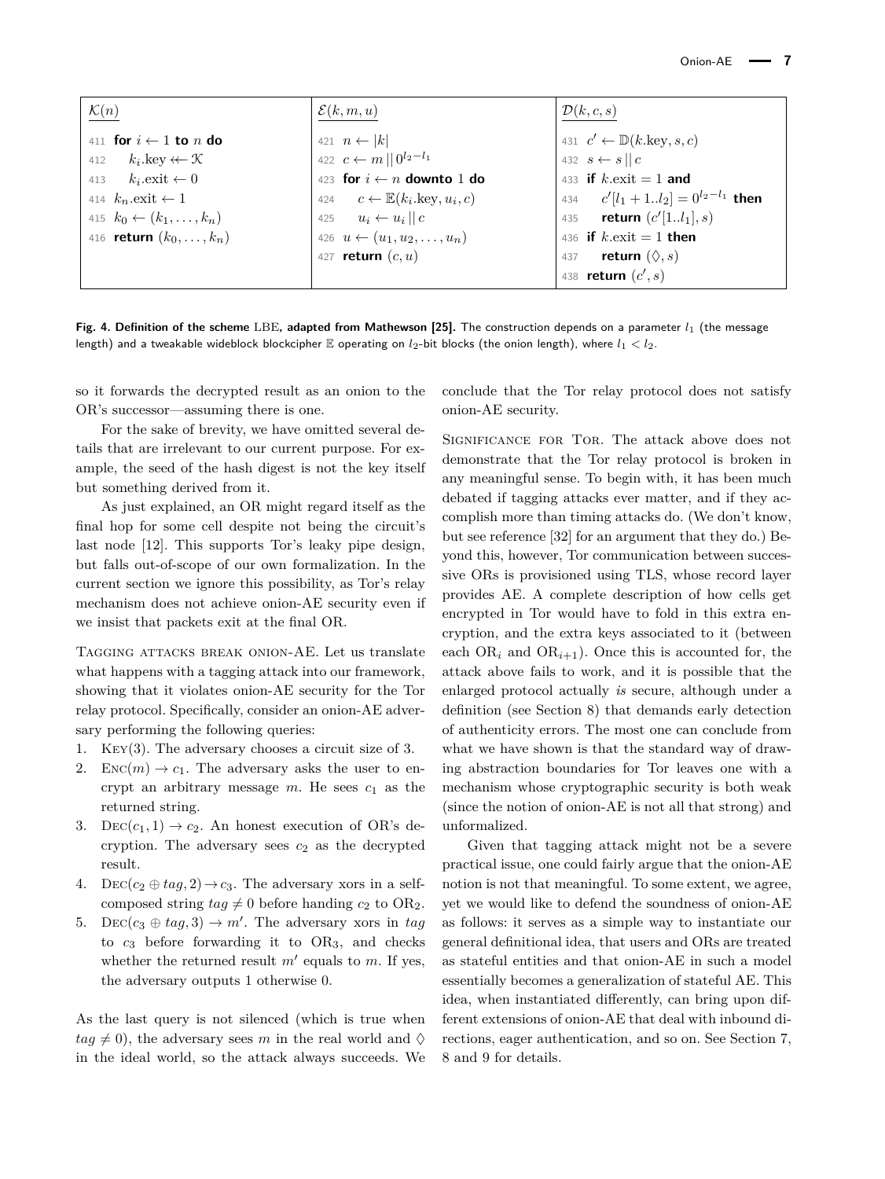| $\mathcal{K}(n)$ | $\mathcal{E}(k, m, u)$ | $\mathcal{D}(k, c, s)$ |
|---|---|---|
| 411 **for** $i \leftarrow 1$ **to** $n$ **do** | 421 $n \leftarrow \lvert k \rvert$ | 431 $c' \leftarrow \mathbb{D}(k.\text{key}, s, c)$ |
| 412 $\quad k_i.\text{key} \twoheadleftarrow \mathcal{K}$ | 422 $c \leftarrow m \,\|\, 0^{l_2 - l_1}$ | 432 $s \leftarrow s \,\|\, c$ |
| 413 $\quad k_i.\text{exit} \leftarrow 0$ | 423 **for** $i \leftarrow n$ **downto** 1 **do** | 433 **if** $k.\text{exit} = 1$ **and** |
| 414 $k_n.\text{exit} \leftarrow 1$ | 424 $\quad c \leftarrow \mathbb{E}(k_i.\text{key}, u_i, c)$ | 434 $\quad c'[l_1 + 1..l_2] = 0^{l_2 - l_1}$ **then** |
| 415 $k_0 \leftarrow (k_1, \ldots, k_n)$ | 425 $\quad u_i \leftarrow u_i \,\|\, c$ | 435 $\quad$ **return** $(c'[1..l_1], s)$ |
| 416 **return** $(k_0, \ldots, k_n)$ | 426 $u \leftarrow (u_1, u_2, \ldots, u_n)$ | 436 **if** $k.\text{exit} = 1$ **then** |
| | 427 **return** $(c, u)$ | 437 $\quad$ **return** $(\Diamond, s)$ |
| | | 438 **return** $(c', s)$ |

**Fig. 4. Definition of the scheme** LBE**, adapted from Mathewson [25].** The construction depends on a parameter $l_1$ (the message length) and a tweakable wideblock blockcipher $\mathbb{E}$ operating on $l_2$-bit blocks (the onion length), where $l_1 < l_2$.

so it forwards the decrypted result as an onion to the OR's successor—assuming there is one.

For the sake of brevity, we have omitted several details that are irrelevant to our current purpose. For example, the seed of the hash digest is not the key itself but something derived from it.

As just explained, an OR might regard itself as the final hop for some cell despite not being the circuit's last node [12]. This supports Tor's leaky pipe design, but falls out-of-scope of our own formalization. In the current section we ignore this possibility, as Tor's relay mechanism does not achieve onion-AE security even if we insist that packets exit at the final OR.

Tagging attacks break onion-AE. Let us translate what happens with a tagging attack into our framework, showing that it violates onion-AE security for the Tor relay protocol. Specifically, consider an onion-AE adversary performing the following queries:

1. Key(3). The adversary chooses a circuit size of 3.
2. $\text{Enc}(m) \rightarrow c_1$. The adversary asks the user to encrypt an arbitrary message $m$. He sees $c_1$ as the returned string.
3. $\text{Dec}(c_1, 1) \rightarrow c_2$. An honest execution of OR's decryption. The adversary sees $c_2$ as the decrypted result.
4. $\text{Dec}(c_2 \oplus tag, 2) \rightarrow c_3$. The adversary xors in a self-composed string $tag \neq 0$ before handing $c_2$ to $\text{OR}_2$.
5. $\text{Dec}(c_3 \oplus tag, 3) \rightarrow m'$. The adversary xors in $tag$ to $c_3$ before forwarding it to $\text{OR}_3$, and checks whether the returned result $m'$ equals to $m$. If yes, the adversary outputs 1 otherwise 0.

As the last query is not silenced (which is true when $tag \neq 0$), the adversary sees $m$ in the real world and $\Diamond$ in the ideal world, so the attack always succeeds. We conclude that the Tor relay protocol does not satisfy onion-AE security.

Significance for Tor. The attack above does not demonstrate that the Tor relay protocol is broken in any meaningful sense. To begin with, it has been much debated if tagging attacks ever matter, and if they accomplish more than timing attacks do. (We don't know, but see reference [32] for an argument that they do.) Beyond this, however, Tor communication between successive ORs is provisioned using TLS, whose record layer provides AE. A complete description of how cells get encrypted in Tor would have to fold in this extra encryption, and the extra keys associated to it (between each $\text{OR}_i$ and $\text{OR}_{i+1}$). Once this is accounted for, the attack above fails to work, and it is possible that the enlarged protocol actually *is* secure, although under a definition (see Section 8) that demands early detection of authenticity errors. The most one can conclude from what we have shown is that the standard way of drawing abstraction boundaries for Tor leaves one with a mechanism whose cryptographic security is both weak (since the notion of onion-AE is not all that strong) and unformalized.

Given that tagging attack might not be a severe practical issue, one could fairly argue that the onion-AE notion is not that meaningful. To some extent, we agree, yet we would like to defend the soundness of onion-AE as follows: it serves as a simple way to instantiate our general definitional idea, that users and ORs are treated as stateful entities and that onion-AE in such a model essentially becomes a generalization of stateful AE. This idea, when instantiated differently, can bring upon different extensions of onion-AE that deal with inbound directions, eager authentication, and so on. See Section 7, 8 and 9 for details.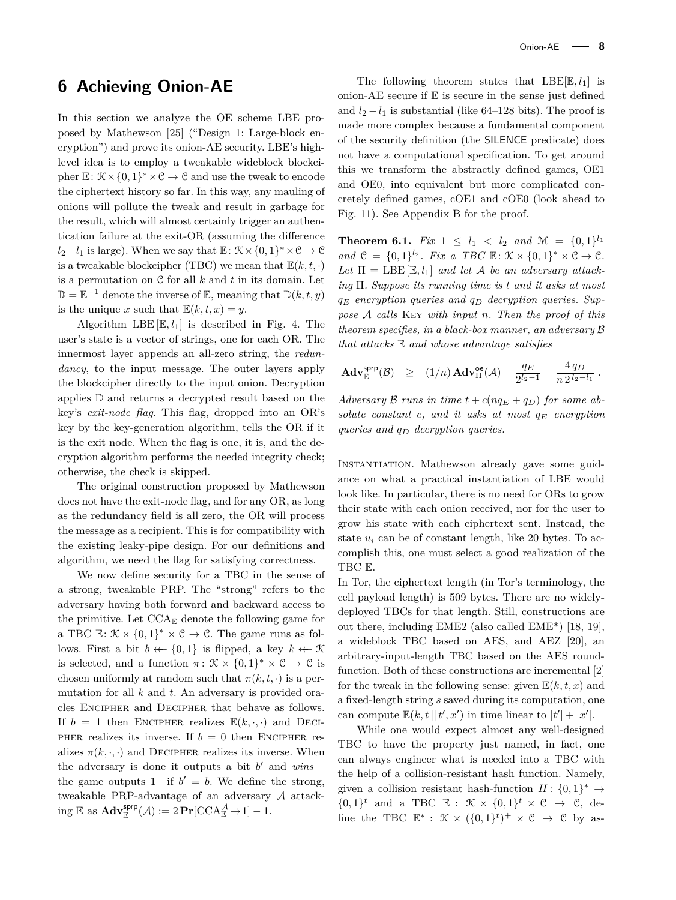## 6 Achieving Onion-AE

In this section we analyze the OE scheme LBE proposed by Mathewson [25] ("Design 1: Large-block encryption") and prove its onion-AE security. LBE's high-level idea is to employ a tweakable wideblock blockcipher $\mathbb{E}\colon \mathcal{K}\times\{0,1\}^*\times\mathcal{C}\to\mathcal{C}$ and use the tweak to encode the ciphertext history so far. In this way, any mauling of onions will pollute the tweak and result in garbage for the result, which will almost certainly trigger an authentication failure at the exit-OR (assuming the difference $l_2-l_1$ is large). When we say that $\mathbb{E}\colon \mathcal{K}\times\{0,1\}^*\times\mathcal{C}\to\mathcal{C}$ is a tweakable blockcipher (TBC) we mean that $\mathbb{E}(k,t,\cdot)$ is a permutation on $\mathcal{C}$ for all $k$ and $t$ in its domain. Let $\mathbb{D}=\mathbb{E}^{-1}$ denote the inverse of $\mathbb{E}$, meaning that $\mathbb{D}(k,t,y)$ is the unique $x$ such that $\mathbb{E}(k,t,x)=y$.

Algorithm $\mathrm{LBE}[\mathbb{E},l_1]$ is described in Fig. 4. The user's state is a vector of strings, one for each OR. The innermost layer appends an all-zero string, the *redundancy*, to the input message. The outer layers apply the blockcipher directly to the input onion. Decryption applies $\mathbb{D}$ and returns a decrypted result based on the key's *exit-node flag*. This flag, dropped into an OR's key by the key-generation algorithm, tells the OR if it is the exit node. When the flag is one, it is, and the decryption algorithm performs the needed integrity check; otherwise, the check is skipped.

The original construction proposed by Mathewson does not have the exit-node flag, and for any OR, as long as the redundancy field is all zero, the OR will process the message as a recipient. This is for compatibility with the existing leaky-pipe design. For our definitions and algorithm, we need the flag for satisfying correctness.

We now define security for a TBC in the sense of a strong, tweakable PRP. The "strong" refers to the adversary having both forward and backward access to the primitive. Let $\mathrm{CCA}_{\mathbb{E}}$ denote the following game for a TBC $\mathbb{E}\colon \mathcal{K}\times\{0,1\}^*\times\mathcal{C}\to\mathcal{C}$. The game runs as follows. First a bit $b \twoheadleftarrow \{0,1\}$ is flipped, a key $k \twoheadleftarrow \mathcal{K}$ is selected, and a function $\pi\colon \mathcal{K}\times\{0,1\}^*\times\mathcal{C}\to\mathcal{C}$ is chosen uniformly at random such that $\pi(k,t,\cdot)$ is a permutation for all $k$ and $t$. An adversary is provided oracles Encipher and Decipher that behave as follows. If $b=1$ then Encipher realizes $\mathbb{E}(k,\cdot,\cdot)$ and Decipher realizes its inverse. If $b=0$ then Encipher realizes $\pi(k,\cdot,\cdot)$ and Decipher realizes its inverse. When the adversary is done it outputs a bit $b'$ and *wins*—the game outputs 1—if $b'=b$. We define the strong, tweakable PRP-advantage of an adversary $\mathcal{A}$ attacking $\mathbb{E}$ as $\mathbf{Adv}^{\mathsf{sprp}}_{\mathbb{E}}(\mathcal{A}) := 2\,\mathbf{Pr}[\mathrm{CCA}^{\mathcal{A}}_{\mathbb{E}}\to 1]-1$.

The following theorem states that $\mathrm{LBE}[\mathbb{E},l_1]$ is onion-AE secure if $\mathbb{E}$ is secure in the sense just defined and $l_2-l_1$ is substantial (like 64–128 bits). The proof is made more complex because a fundamental component of the security definition (the SILENCE predicate) does not have a computational specification. To get around this we transform the abstractly defined games, $\overline{\mathrm{OE1}}$ and $\overline{\mathrm{OE0}}$, into equivalent but more complicated concretely defined games, cOE1 and cOE0 (look ahead to Fig. 11). See Appendix B for the proof.

**Theorem 6.1.** *Fix $1\le l_1<l_2$ and $\mathcal{M}=\{0,1\}^{l_1}$ and $\mathcal{C}=\{0,1\}^{l_2}$. Fix a TBC $\mathbb{E}\colon \mathcal{K}\times\{0,1\}^*\times\mathcal{C}\to\mathcal{C}$. Let $\Pi=\mathrm{LBE}[\mathbb{E},l_1]$ and let $\mathcal{A}$ be an adversary attacking $\Pi$. Suppose its running time is $t$ and it asks at most $q_E$ encryption queries and $q_D$ decryption queries. Suppose $\mathcal{A}$ calls* Key *with input $n$. Then the proof of this theorem specifies, in a black-box manner, an adversary $\mathcal{B}$ that attacks $\mathbb{E}$ and whose advantage satisfies*

$$\mathbf{Adv}^{\mathsf{sprp}}_{\mathbb{E}}(\mathcal{B}) \quad\ge\quad (1/n)\,\mathbf{Adv}^{\mathsf{oe}}_{\Pi}(\mathcal{A}) - \frac{q_E}{2^{l_2-1}} - \frac{4\,q_D}{n\,2^{\,l_2-l_1}}\,.$$

*Adversary $\mathcal{B}$ runs in time $t+c(nq_E+q_D)$ for some absolute constant $c$, and it asks at most $q_E$ encryption queries and $q_D$ decryption queries.*

Instantiation. Mathewson already gave some guidance on what a practical instantiation of LBE would look like. In particular, there is no need for ORs to grow their state with each onion received, nor for the user to grow his state with each ciphertext sent. Instead, the state $u_i$ can be of constant length, like 20 bytes. To accomplish this, one must select a good realization of the TBC $\mathbb{E}$.

In Tor, the ciphertext length (in Tor's terminology, the cell payload length) is 509 bytes. There are no widely-deployed TBCs for that length. Still, constructions are out there, including EME2 (also called EME\*) [18, 19], a wideblock TBC based on AES, and AEZ [20], an arbitrary-input-length TBC based on the AES round-function. Both of these constructions are incremental [2] for the tweak in the following sense: given $\mathbb{E}(k,t,x)$ and a fixed-length string $s$ saved during its computation, one can compute $\mathbb{E}(k,t\,\|\,t',x')$ in time linear to $|t'|+|x'|$.

While one would expect almost any well-designed TBC to have the property just named, in fact, one can always engineer what is needed into a TBC with the help of a collision-resistant hash function. Namely, given a collision resistant hash-function $H\colon\{0,1\}^*\to\{0,1\}^t$ and a TBC $\mathbb{E}\colon\mathcal{K}\times\{0,1\}^t\times\mathcal{C}\to\mathcal{C}$, define the TBC $\mathbb{E}^*\colon\mathcal{K}\times(\{0,1\}^t)^+\times\mathcal{C}\to\mathcal{C}$ by as-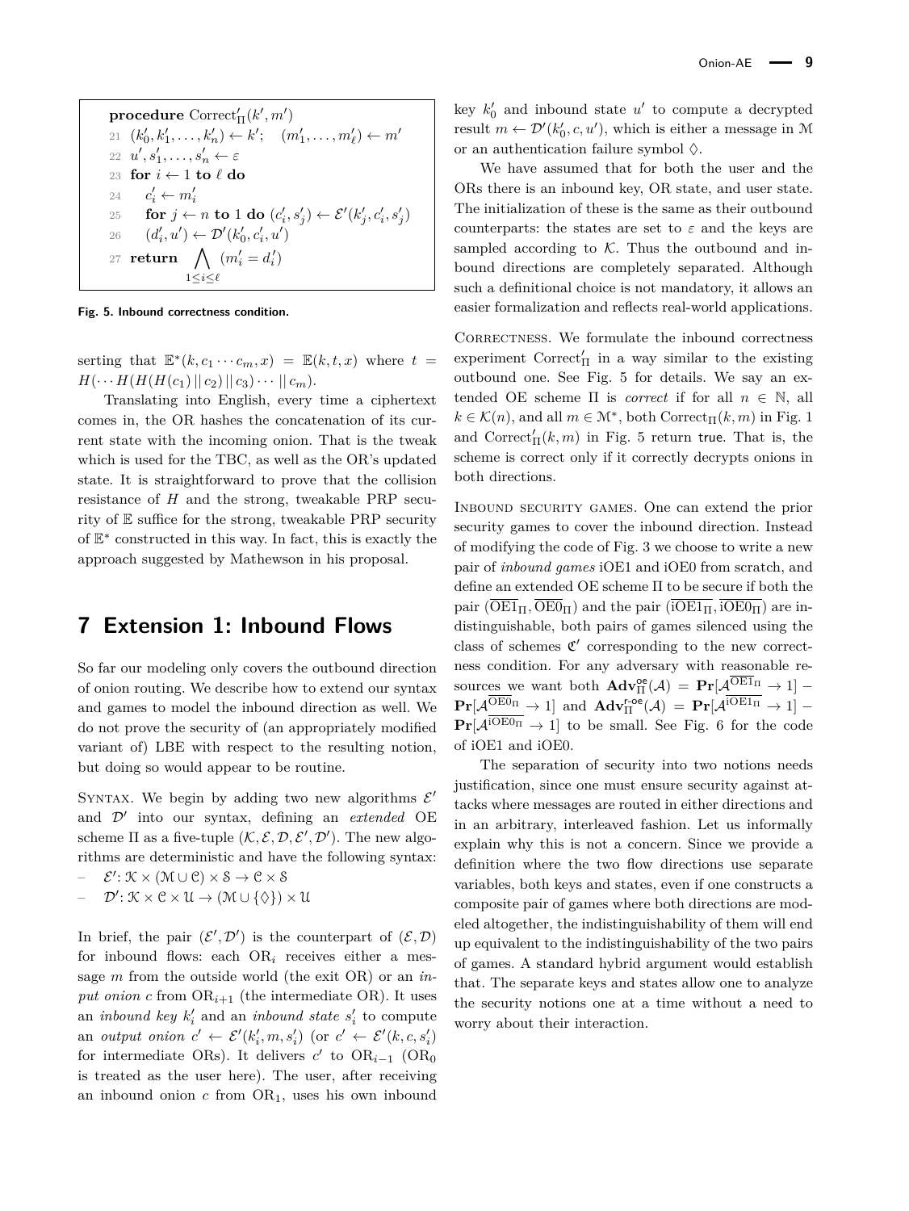```
procedure Correct'_Π(k', m')
21  (k'_0, k'_1, ..., k'_n) ← k';   (m'_1, ..., m'_ℓ) ← m'
22  u', s'_1, ..., s'_n ← ε
23  for i ← 1 to ℓ do
24      c'_i ← m'_i
25      for j ← n to 1 do (c'_i, s'_j) ← E'(k'_j, c'_i, s'_j)
26      (d'_i, u') ← D'(k'_0, c'_i, u')
27  return ⋀_{1≤i≤ℓ} (m'_i = d'_i)
```

**Fig. 5. Inbound correctness condition.**

serting that $\mathbb{E}^*(k, c_1 \cdots c_m, x) = \mathbb{E}(k, t, x)$ where $t = H(\cdots H(H(H(c_1) \,||\, c_2) \,||\, c_3) \cdots \,||\, c_m)$.

Translating into English, every time a ciphertext comes in, the OR hashes the concatenation of its current state with the incoming onion. That is the tweak which is used for the TBC, as well as the OR's updated state. It is straightforward to prove that the collision resistance of $H$ and the strong, tweakable PRP security of $\mathbb{E}$ suffice for the strong, tweakable PRP security of $\mathbb{E}^*$ constructed in this way. In fact, this is exactly the approach suggested by Mathewson in his proposal.

## 7 Extension 1: Inbound Flows

So far our modeling only covers the outbound direction of onion routing. We describe how to extend our syntax and games to model the inbound direction as well. We do not prove the security of (an appropriately modified variant of) LBE with respect to the resulting notion, but doing so would appear to be routine.

Syntax. We begin by adding two new algorithms $\mathcal{E}'$ and $\mathcal{D}'$ into our syntax, defining an *extended* OE scheme $\Pi$ as a five-tuple $(\mathcal{K}, \mathcal{E}, \mathcal{D}, \mathcal{E}', \mathcal{D}')$. The new algorithms are deterministic and have the following syntax:

- $\mathcal{E}'\colon \mathcal{K} \times (\mathcal{M} \cup \mathcal{C}) \times \mathcal{S} \to \mathcal{C} \times \mathcal{S}$
- $\mathcal{D}'\colon \mathcal{K} \times \mathcal{C} \times \mathcal{U} \to (\mathcal{M} \cup \{\Diamond\}) \times \mathcal{U}$

In brief, the pair $(\mathcal{E}', \mathcal{D}')$ is the counterpart of $(\mathcal{E}, \mathcal{D})$ for inbound flows: each $\mathrm{OR}_i$ receives either a message $m$ from the outside world (the exit OR) or an *input onion* $c$ from $\mathrm{OR}_{i+1}$ (the intermediate OR). It uses an *inbound key* $k'_i$ and an *inbound state* $s'_i$ to compute an *output onion* $c' \leftarrow \mathcal{E}'(k'_i, m, s'_i)$ (or $c' \leftarrow \mathcal{E}'(k, c, s'_i)$ for intermediate ORs). It delivers $c'$ to $\mathrm{OR}_{i-1}$ ($\mathrm{OR}_0$ is treated as the user here). The user, after receiving an inbound onion $c$ from $\mathrm{OR}_1$, uses his own inbound key $k'_0$ and inbound state $u'$ to compute a decrypted result $m \leftarrow \mathcal{D}'(k'_0, c, u')$, which is either a message in $\mathcal{M}$ or an authentication failure symbol $\Diamond$.

We have assumed that for both the user and the ORs there is an inbound key, OR state, and user state. The initialization of these is the same as their outbound counterparts: the states are set to $\varepsilon$ and the keys are sampled according to $\mathcal{K}$. Thus the outbound and inbound directions are completely separated. Although such a definitional choice is not mandatory, it allows an easier formalization and reflects real-world applications.

Correctness. We formulate the inbound correctness experiment $\mathrm{Correct}'_\Pi$ in a way similar to the existing outbound one. See Fig. 5 for details. We say an extended OE scheme $\Pi$ is *correct* if for all $n \in \mathbb{N}$, all $k \in \mathcal{K}(n)$, and all $m \in \mathcal{M}^*$, both $\mathrm{Correct}_\Pi(k, m)$ in Fig. 1 and $\mathrm{Correct}'_\Pi(k, m)$ in Fig. 5 return true. That is, the scheme is correct only if it correctly decrypts onions in both directions.

Inbound security games. One can extend the prior security games to cover the inbound direction. Instead of modifying the code of Fig. 3 we choose to write a new pair of *inbound games* iOE1 and iOE0 from scratch, and define an extended OE scheme $\Pi$ to be secure if both the pair $(\overline{\mathrm{OE1}_\Pi}, \overline{\mathrm{OE0}_\Pi})$ and the pair $(\overline{\mathrm{iOE1}_\Pi}, \overline{\mathrm{iOE0}_\Pi})$ are indistinguishable, both pairs of games silenced using the class of schemes $\mathfrak{C}'$ corresponding to the new correctness condition. For any adversary with reasonable resources we want both $\mathbf{Adv}^{\mathsf{oe}}_\Pi(\mathcal{A}) = \mathbf{Pr}[\mathcal{A}^{\overline{\mathrm{OE1}_\Pi}} \to 1] - \mathbf{Pr}[\mathcal{A}^{\overline{\mathrm{OE0}_\Pi}} \to 1]$ and $\mathbf{Adv}^{\mathsf{r\text{-}oe}}_\Pi(\mathcal{A}) = \mathbf{Pr}[\mathcal{A}^{\overline{\mathrm{iOE1}_\Pi}} \to 1] - \mathbf{Pr}[\mathcal{A}^{\overline{\mathrm{iOE0}_\Pi}} \to 1]$ to be small. See Fig. 6 for the code of iOE1 and iOE0.

The separation of security into two notions needs justification, since one must ensure security against attacks where messages are routed in either directions and in an arbitrary, interleaved fashion. Let us informally explain why this is not a concern. Since we provide a definition where the two flow directions use separate variables, both keys and states, even if one constructs a composite pair of games where both directions are modeled altogether, the indistinguishability of them will end up equivalent to the indistinguishability of the two pairs of games. A standard hybrid argument would establish that. The separate keys and states allow one to analyze the security notions one at a time without a need to worry about their interaction.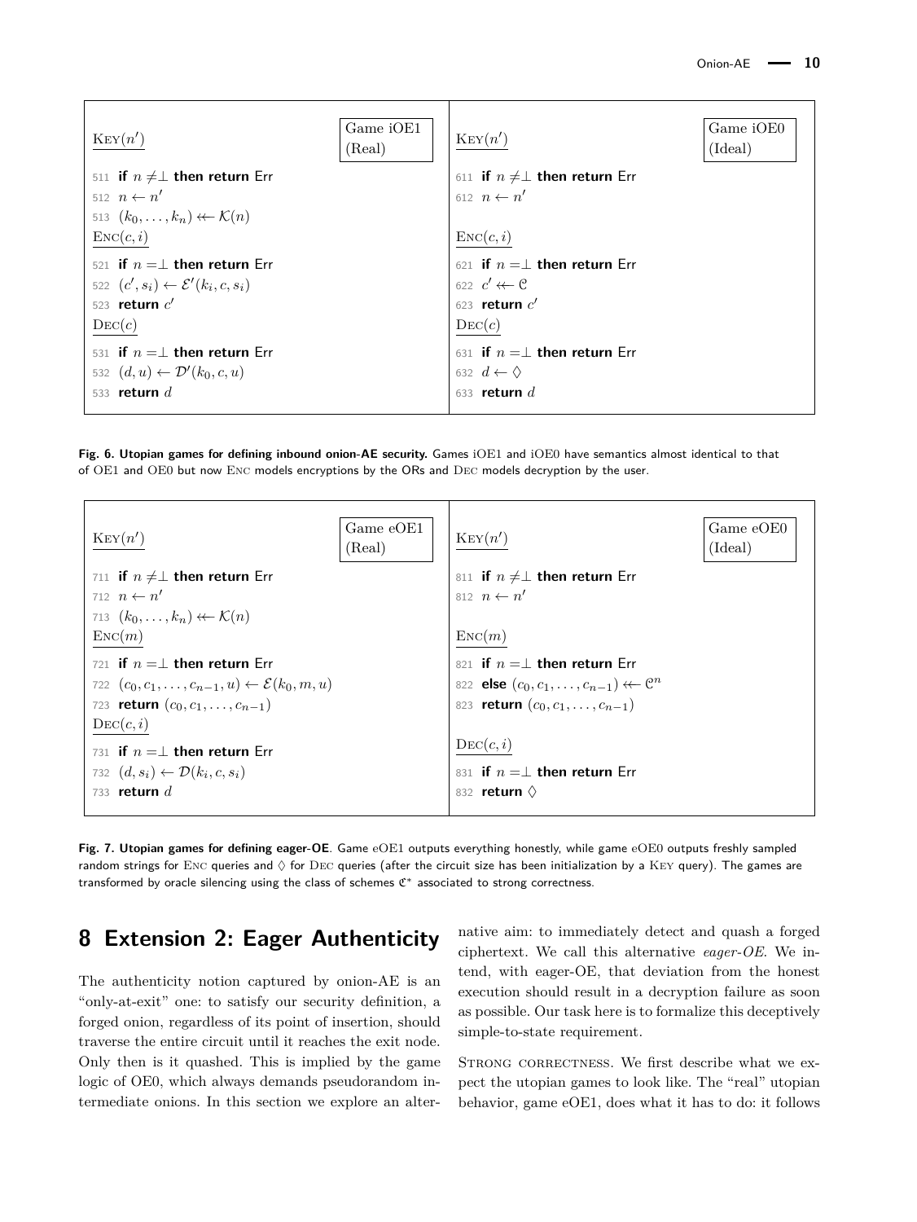| $\underline{\text{KEY}(n')}$ Game iOE1 (Real) | $\underline{\text{KEY}(n')}$ Game iOE0 (Ideal) |
| --- | --- |
| 511 **if** $n \neq \perp$ **then return** Err | 611 **if** $n \neq \perp$ **then return** Err |
| 512 $n \leftarrow n'$ | 612 $n \leftarrow n'$ |
| 513 $(k_0, \ldots, k_n) \twoheadleftarrow \mathcal{K}(n)$ | |
| $\underline{\text{ENC}(c, i)}$ | $\underline{\text{ENC}(c, i)}$ |
| 521 **if** $n = \perp$ **then return** Err | 621 **if** $n = \perp$ **then return** Err |
| 522 $(c', s_i) \leftarrow \mathcal{E}'(k_i, c, s_i)$ | 622 $c' \twoheadleftarrow \mathcal{C}$ |
| 523 **return** $c'$ | 623 **return** $c'$ |
| $\underline{\text{DEC}(c)}$ | $\underline{\text{DEC}(c)}$ |
| 531 **if** $n = \perp$ **then return** Err | 631 **if** $n = \perp$ **then return** Err |
| 532 $(d, u) \leftarrow \mathcal{D}'(k_0, c, u)$ | 632 $d \leftarrow \lozenge$ |
| 533 **return** $d$ | 633 **return** $d$ |

**Fig. 6. Utopian games for defining inbound onion-AE security.** Games iOE1 and iOE0 have semantics almost identical to that of OE1 and OE0 but now ENC models encryptions by the ORs and DEC models decryption by the user.

| $\underline{\text{KEY}(n')}$ Game eOE1 (Real) | $\underline{\text{KEY}(n')}$ Game eOE0 (Ideal) |
| --- | --- |
| 711 **if** $n \neq \perp$ **then return** Err | 811 **if** $n \neq \perp$ **then return** Err |
| 712 $n \leftarrow n'$ | 812 $n \leftarrow n'$ |
| 713 $(k_0, \ldots, k_n) \twoheadleftarrow \mathcal{K}(n)$ | |
| $\underline{\text{ENC}(m)}$ | $\underline{\text{ENC}(m)}$ |
| 721 **if** $n = \perp$ **then return** Err | 821 **if** $n = \perp$ **then return** Err |
| 722 $(c_0, c_1, \ldots, c_{n-1}, u) \leftarrow \mathcal{E}(k_0, m, u)$ | 822 **else** $(c_0, c_1, \ldots, c_{n-1}) \twoheadleftarrow \mathcal{C}^n$ |
| 723 **return** $(c_0, c_1, \ldots, c_{n-1})$ | 823 **return** $(c_0, c_1, \ldots, c_{n-1})$ |
| $\underline{\text{DEC}(c, i)}$ | $\underline{\text{DEC}(c, i)}$ |
| 731 **if** $n = \perp$ **then return** Err | 831 **if** $n = \perp$ **then return** Err |
| 732 $(d, s_i) \leftarrow \mathcal{D}(k_i, c, s_i)$ | 832 **return** $\lozenge$ |
| 733 **return** $d$ | |

**Fig. 7. Utopian games for defining eager-OE**. Game eOE1 outputs everything honestly, while game eOE0 outputs freshly sampled random strings for ENC queries and $\lozenge$ for DEC queries (after the circuit size has been initialization by a KEY query). The games are transformed by oracle silencing using the class of schemes $\mathfrak{C}^*$ associated to strong correctness.

# 8 Extension 2: Eager Authenticity

The authenticity notion captured by onion-AE is an "only-at-exit" one: to satisfy our security definition, a forged onion, regardless of its point of insertion, should traverse the entire circuit until it reaches the exit node. Only then is it quashed. This is implied by the game logic of OE0, which always demands pseudorandom intermediate onions. In this section we explore an alternative aim: to immediately detect and quash a forged ciphertext. We call this alternative *eager-OE*. We intend, with eager-OE, that deviation from the honest execution should result in a decryption failure as soon as possible. Our task here is to formalize this deceptively simple-to-state requirement.

STRONG CORRECTNESS. We first describe what we expect the utopian games to look like. The "real" utopian behavior, game eOE1, does what it has to do: it follows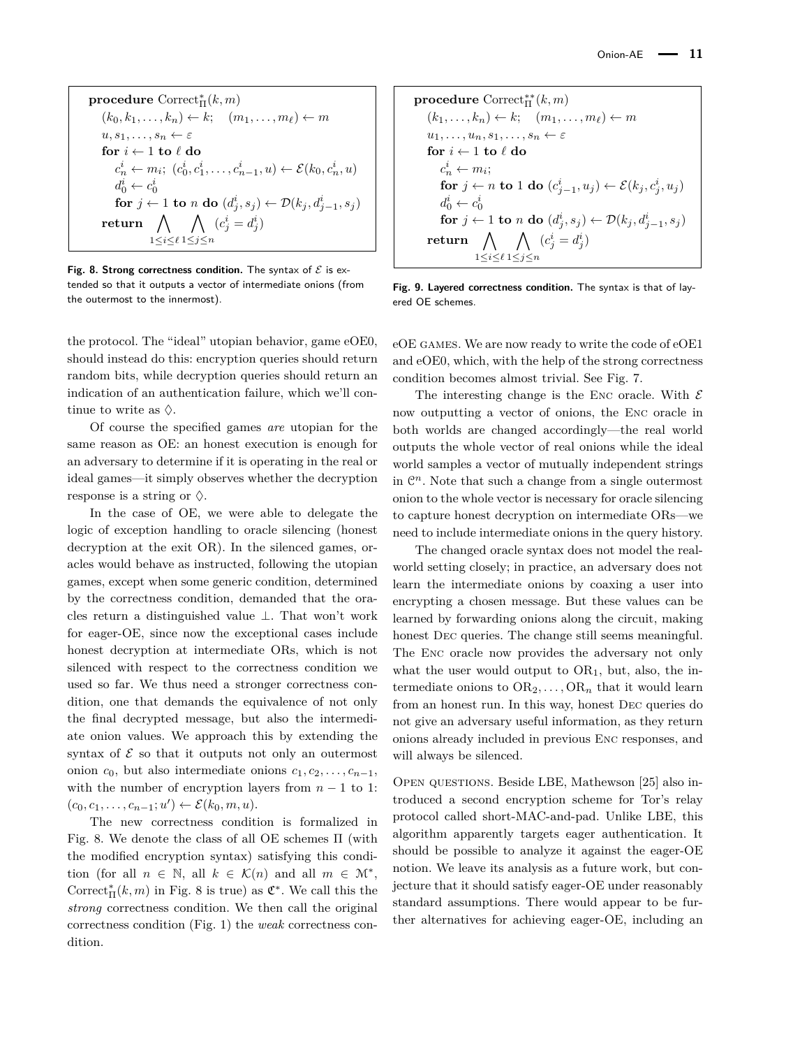```
procedure Correct*_Π(k, m)
  (k_0, k_1, ..., k_n) ← k;   (m_1, ..., m_ℓ) ← m
  u, s_1, ..., s_n ← ε
  for i ← 1 to ℓ do
    c^i_n ← m_i; (c^i_0, c^i_1, ..., c^i_{n-1}, u) ← E(k_0, c^i_n, u)
    d^i_0 ← c^i_0
    for j ← 1 to n do (d^i_j, s_j) ← D(k_j, d^i_{j-1}, s_j)
  return ⋀_{1≤i≤ℓ} ⋀_{1≤j≤n} (c^i_j = d^i_j)
```

**Fig. 8. Strong correctness condition.** The syntax of $\mathcal{E}$ is extended so that it outputs a vector of intermediate onions (from the outermost to the innermost).

```
procedure Correct**_Π(k, m)
  (k_1, ..., k_n) ← k;   (m_1, ..., m_ℓ) ← m
  u_1, ..., u_n, s_1, ..., s_n ← ε
  for i ← 1 to ℓ do
    c^i_n ← m_i;
    for j ← n to 1 do (c^i_{j-1}, u_j) ← E(k_j, c^i_j, u_j)
    d^i_0 ← c^i_0
    for j ← 1 to n do (d^i_j, s_j) ← D(k_j, d^i_{j-1}, s_j)
  return ⋀_{1≤i≤ℓ} ⋀_{1≤j≤n} (c^i_j = d^i_j)
```

**Fig. 9. Layered correctness condition.** The syntax is that of layered OE schemes.

the protocol. The "ideal" utopian behavior, game eOE0, should instead do this: encryption queries should return random bits, while decryption queries should return an indication of an authentication failure, which we'll continue to write as $\lozenge$.

Of course the specified games *are* utopian for the same reason as OE: an honest execution is enough for an adversary to determine if it is operating in the real or ideal games—it simply observes whether the decryption response is a string or $\lozenge$.

In the case of OE, we were able to delegate the logic of exception handling to oracle silencing (honest decryption at the exit OR). In the silenced games, oracles would behave as instructed, following the utopian games, except when some generic condition, determined by the correctness condition, demanded that the oracles return a distinguished value $\perp$. That won't work for eager-OE, since now the exceptional cases include honest decryption at intermediate ORs, which is not silenced with respect to the correctness condition we used so far. We thus need a stronger correctness condition, one that demands the equivalence of not only the final decrypted message, but also the intermediate onion values. We approach this by extending the syntax of $\mathcal{E}$ so that it outputs not only an outermost onion $c_0$, but also intermediate onions $c_1, c_2, \ldots, c_{n-1}$, with the number of encryption layers from $n-1$ to 1: $(c_0, c_1, \ldots, c_{n-1}; u') \leftarrow \mathcal{E}(k_0, m, u)$.

The new correctness condition is formalized in Fig. 8. We denote the class of all OE schemes $\Pi$ (with the modified encryption syntax) satisfying this condition (for all $n \in \mathbb{N}$, all $k \in \mathcal{K}(n)$ and all $m \in \mathcal{M}^*$, $\text{Correct}^*_\Pi(k, m)$ in Fig. 8 is true) as $\mathfrak{C}^*$. We call this the *strong* correctness condition. We then call the original correctness condition (Fig. 1) the *weak* correctness condition.

eOE GAMES. We are now ready to write the code of eOE1 and eOE0, which, with the help of the strong correctness condition becomes almost trivial. See Fig. 7.

The interesting change is the ENC oracle. With $\mathcal{E}$ now outputting a vector of onions, the ENC oracle in both worlds are changed accordingly—the real world outputs the whole vector of real onions while the ideal world samples a vector of mutually independent strings in $\mathcal{C}^n$. Note that such a change from a single outermost onion to the whole vector is necessary for oracle silencing to capture honest decryption on intermediate ORs—we need to include intermediate onions in the query history.

The changed oracle syntax does not model the real-world setting closely; in practice, an adversary does not learn the intermediate onions by coaxing a user into encrypting a chosen message. But these values can be learned by forwarding onions along the circuit, making honest DEC queries. The change still seems meaningful. The ENC oracle now provides the adversary not only what the user would output to $\text{OR}_1$, but, also, the intermediate onions to $\text{OR}_2, \ldots, \text{OR}_n$ that it would learn from an honest run. In this way, honest DEC queries do not give an adversary useful information, as they return onions already included in previous ENC responses, and will always be silenced.

OPEN QUESTIONS. Beside LBE, Mathewson [25] also introduced a second encryption scheme for Tor's relay protocol called short-MAC-and-pad. Unlike LBE, this algorithm apparently targets eager authentication. It should be possible to analyze it against the eager-OE notion. We leave its analysis as a future work, but conjecture that it should satisfy eager-OE under reasonably standard assumptions. There would appear to be further alternatives for achieving eager-OE, including an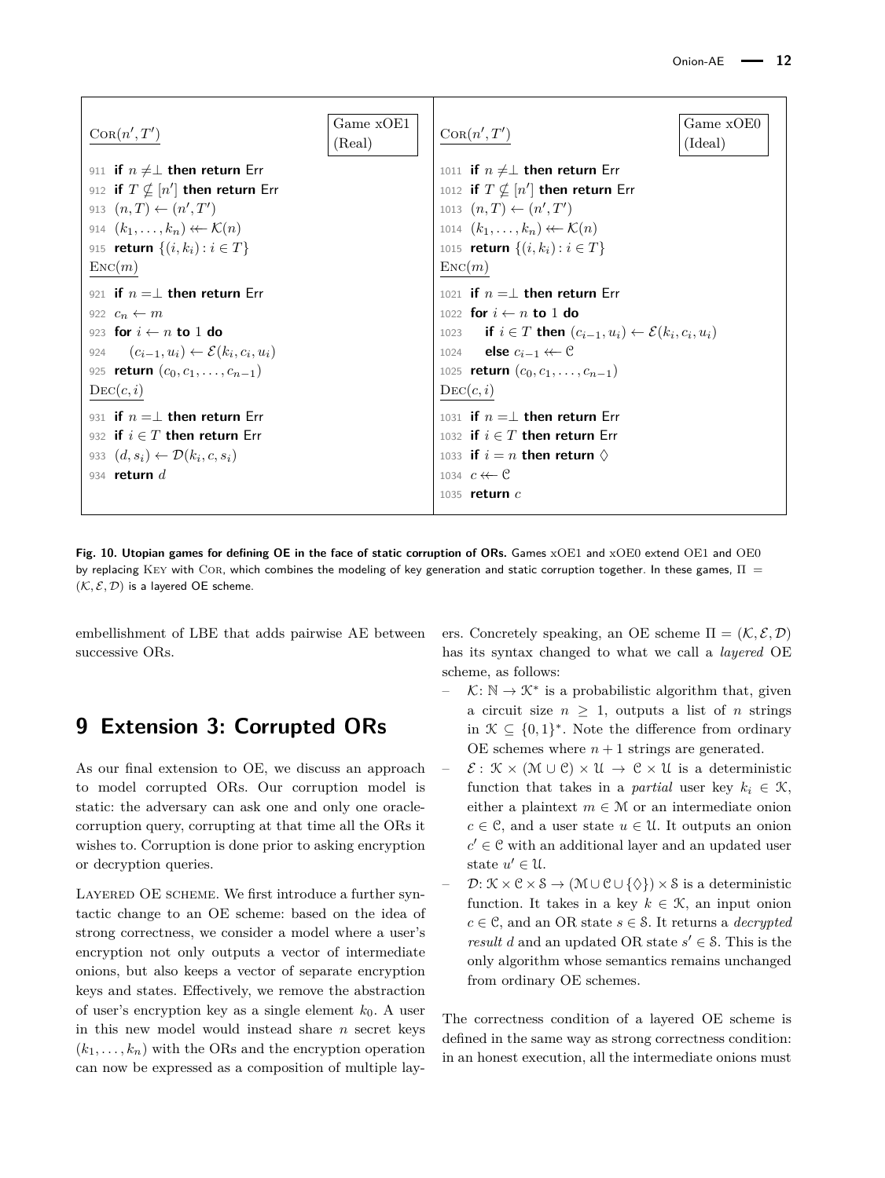```
Cor(n', T')                                   Game xOE1 (Real)
911  if n ≠⊥ then return Err
912  if T ⊈ [n'] then return Err
913  (n, T) ← (n', T')
914  (k_1, ..., k_n) ↞ K(n)
915  return {(i, k_i) : i ∈ T}

Enc(m)
921  if n =⊥ then return Err
922  c_n ← m
923  for i ← n to 1 do
924      (c_{i-1}, u_i) ← E(k_i, c_i, u_i)
925  return (c_0, c_1, ..., c_{n-1})

Dec(c, i)
931  if n =⊥ then return Err
932  if i ∈ T then return Err
933  (d, s_i) ← D(k_i, c, s_i)
934  return d
```

```
Cor(n', T')                                   Game xOE0 (Ideal)
1011  if n ≠⊥ then return Err
1012  if T ⊈ [n'] then return Err
1013  (n, T) ← (n', T')
1014  (k_1, ..., k_n) ↞ K(n)
1015  return {(i, k_i) : i ∈ T}

Enc(m)
1021  if n =⊥ then return Err
1022  for i ← n to 1 do
1023      if i ∈ T then (c_{i-1}, u_i) ← E(k_i, c_i, u_i)
1024      else c_{i-1} ↞ C
1025  return (c_0, c_1, ..., c_{n-1})

Dec(c, i)
1031  if n =⊥ then return Err
1032  if i ∈ T then return Err
1033  if i = n then return ◊
1034  c ↞ C
1035  return c
```

**Fig. 10. Utopian games for defining OE in the face of static corruption of ORs.** Games xOE1 and xOE0 extend OE1 and OE0 by replacing KEY with COR, which combines the modeling of key generation and static corruption together. In these games, $\Pi = (\mathcal{K}, \mathcal{E}, \mathcal{D})$ is a layered OE scheme.

embellishment of LBE that adds pairwise AE between successive ORs.

# 9 Extension 3: Corrupted ORs

As our final extension to OE, we discuss an approach to model corrupted ORs. Our corruption model is static: the adversary can ask one and only one oracle-corruption query, corrupting at that time all the ORs it wishes to. Corruption is done prior to asking encryption or decryption queries.

LAYERED OE SCHEME. We first introduce a further syntactic change to an OE scheme: based on the idea of strong correctness, we consider a model where a user's encryption not only outputs a vector of intermediate onions, but also keeps a vector of separate encryption keys and states. Effectively, we remove the abstraction of user's encryption key as a single element $k_0$. A user in this new model would instead share $n$ secret keys $(k_1, \ldots, k_n)$ with the ORs and the encryption operation can now be expressed as a composition of multiple layers. Concretely speaking, an OE scheme $\Pi = (\mathcal{K}, \mathcal{E}, \mathcal{D})$ has its syntax changed to what we call a *layered* OE scheme, as follows:

- $\mathcal{K}\colon \mathbb{N} \to \mathcal{K}^*$ is a probabilistic algorithm that, given a circuit size $n \geq 1$, outputs a list of $n$ strings in $\mathcal{K} \subseteq \{0,1\}^*$. Note the difference from ordinary OE schemes where $n+1$ strings are generated.
- $\mathcal{E}: \mathcal{K} \times (\mathcal{M} \cup \mathcal{C}) \times \mathcal{U} \to \mathcal{C} \times \mathcal{U}$ is a deterministic function that takes in a *partial* user key $k_i \in \mathcal{K}$, either a plaintext $m \in \mathcal{M}$ or an intermediate onion $c \in \mathcal{C}$, and a user state $u \in \mathcal{U}$. It outputs an onion $c' \in \mathcal{C}$ with an additional layer and an updated user state $u' \in \mathcal{U}$.
- $\mathcal{D}\colon \mathcal{K} \times \mathcal{C} \times \mathcal{S} \to (\mathcal{M} \cup \mathcal{C} \cup \{\Diamond\}) \times \mathcal{S}$ is a deterministic function. It takes in a key $k \in \mathcal{K}$, an input onion $c \in \mathcal{C}$, and an OR state $s \in \mathcal{S}$. It returns a *decrypted result* $d$ and an updated OR state $s' \in \mathcal{S}$. This is the only algorithm whose semantics remains unchanged from ordinary OE schemes.

The correctness condition of a layered OE scheme is defined in the same way as strong correctness condition: in an honest execution, all the intermediate onions must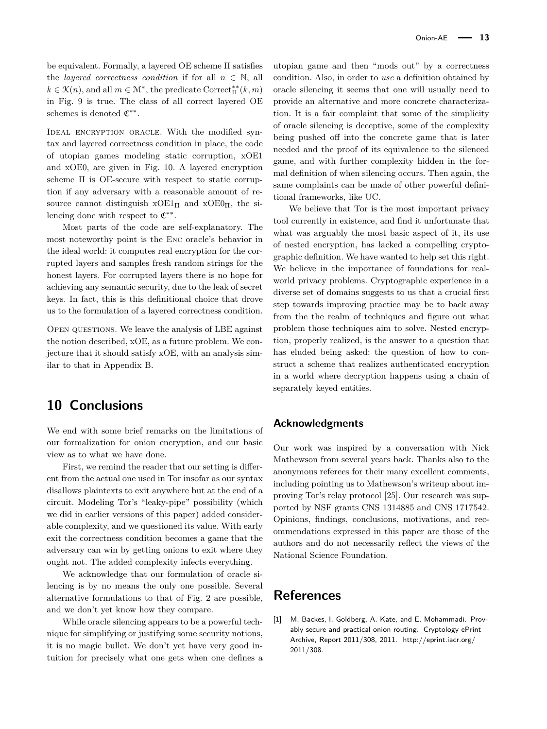be equivalent. Formally, a layered OE scheme $\Pi$ satisfies the *layered correctness condition* if for all $n \in \mathbb{N}$, all $k \in \mathcal{K}(n)$, and all $m \in \mathcal{M}^*$, the predicate $\mathrm{Correct}^{**}_{\Pi}(k, m)$ in Fig. 9 is true. The class of all correct layered OE schemes is denoted $\mathfrak{C}^{**}$.

Ideal encryption oracle. With the modified syntax and layered correctness condition in place, the code of utopian games modeling static corruption, xOE1 and xOE0, are given in Fig. 10. A layered encryption scheme $\Pi$ is OE-secure with respect to static corruption if any adversary with a reasonable amount of resource cannot distinguish $\overline{\mathrm{xOE1}}_{\Pi}$ and $\overline{\mathrm{xOE0}}_{\Pi}$, the silencing done with respect to $\mathfrak{C}^{**}$.

Most parts of the code are self-explanatory. The most noteworthy point is the Enc oracle's behavior in the ideal world: it computes real encryption for the corrupted layers and samples fresh random strings for the honest layers. For corrupted layers there is no hope for achieving any semantic security, due to the leak of secret keys. In fact, this is this definitional choice that drove us to the formulation of a layered correctness condition.

Open questions. We leave the analysis of LBE against the notion described, xOE, as a future problem. We conjecture that it should satisfy xOE, with an analysis similar to that in Appendix B.

## 10 Conclusions

We end with some brief remarks on the limitations of our formalization for onion encryption, and our basic view as to what we have done.

First, we remind the reader that our setting is different from the actual one used in Tor insofar as our syntax disallows plaintexts to exit anywhere but at the end of a circuit. Modeling Tor's "leaky-pipe" possibility (which we did in earlier versions of this paper) added considerable complexity, and we questioned its value. With early exit the correctness condition becomes a game that the adversary can win by getting onions to exit where they ought not. The added complexity infects everything.

We acknowledge that our formulation of oracle silencing is by no means the only one possible. Several alternative formulations to that of Fig. 2 are possible, and we don't yet know how they compare.

While oracle silencing appears to be a powerful technique for simplifying or justifying some security notions, it is no magic bullet. We don't yet have very good intuition for precisely what one gets when one defines a utopian game and then "mods out" by a correctness condition. Also, in order to *use* a definition obtained by oracle silencing it seems that one will usually need to provide an alternative and more concrete characterization. It is a fair complaint that some of the simplicity of oracle silencing is deceptive, some of the complexity being pushed off into the concrete game that is later needed and the proof of its equivalence to the silenced game, and with further complexity hidden in the formal definition of when silencing occurs. Then again, the same complaints can be made of other powerful definitional frameworks, like UC.

We believe that Tor is the most important privacy tool currently in existence, and find it unfortunate that what was arguably the most basic aspect of it, its use of nested encryption, has lacked a compelling cryptographic definition. We have wanted to help set this right. We believe in the importance of foundations for real-world privacy problems. Cryptographic experience in a diverse set of domains suggests to us that a crucial first step towards improving practice may be to back away from the the realm of techniques and figure out what problem those techniques aim to solve. Nested encryption, properly realized, is the answer to a question that has eluded being asked: the question of how to construct a scheme that realizes authenticated encryption in a world where decryption happens using a chain of separately keyed entities.

### Acknowledgments

Our work was inspired by a conversation with Nick Mathewson from several years back. Thanks also to the anonymous referees for their many excellent comments, including pointing us to Mathewson's writeup about improving Tor's relay protocol [25]. Our research was supported by NSF grants CNS 1314885 and CNS 1717542. Opinions, findings, conclusions, motivations, and recommendations expressed in this paper are those of the authors and do not necessarily reflect the views of the National Science Foundation.

## References

[1] M. Backes, I. Goldberg, A. Kate, and E. Mohammadi. Provably secure and practical onion routing. Cryptology ePrint Archive, Report 2011/308, 2011. http://eprint.iacr.org/2011/308.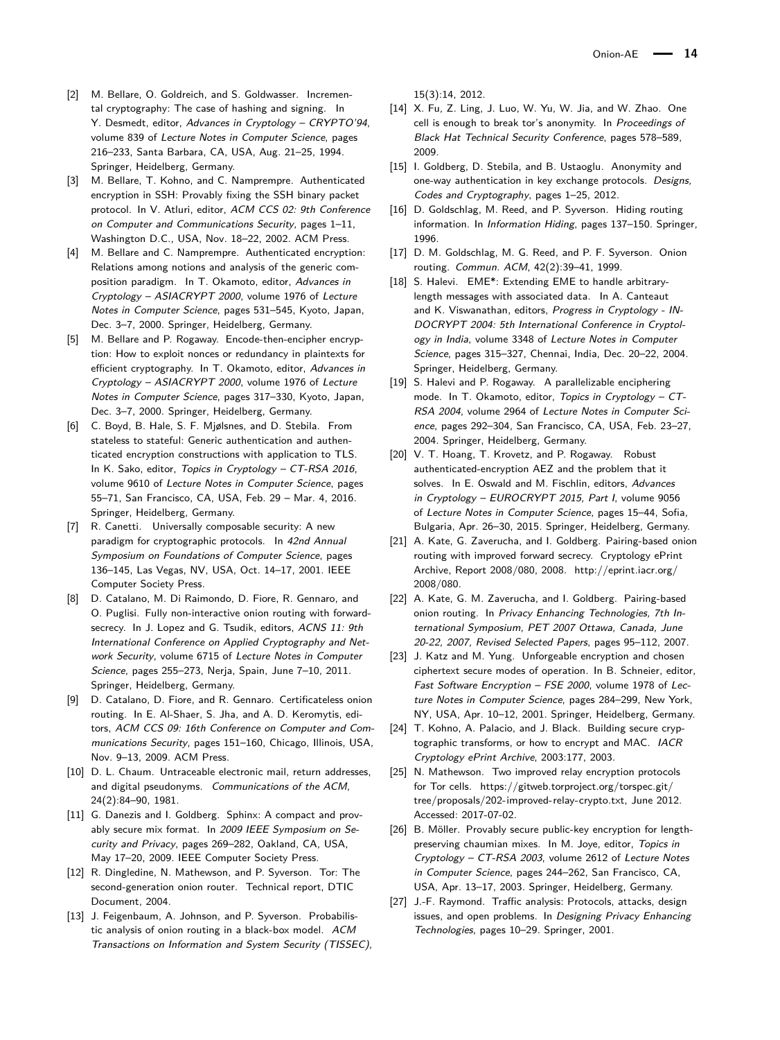[2] M. Bellare, O. Goldreich, and S. Goldwasser. Incremental cryptography: The case of hashing and signing. In Y. Desmedt, editor, *Advances in Cryptology – CRYPTO'94*, volume 839 of *Lecture Notes in Computer Science*, pages 216–233, Santa Barbara, CA, USA, Aug. 21–25, 1994. Springer, Heidelberg, Germany.

[3] M. Bellare, T. Kohno, and C. Namprempre. Authenticated encryption in SSH: Provably fixing the SSH binary packet protocol. In V. Atluri, editor, *ACM CCS 02: 9th Conference on Computer and Communications Security*, pages 1–11, Washington D.C., USA, Nov. 18–22, 2002. ACM Press.

[4] M. Bellare and C. Namprempre. Authenticated encryption: Relations among notions and analysis of the generic composition paradigm. In T. Okamoto, editor, *Advances in Cryptology – ASIACRYPT 2000*, volume 1976 of *Lecture Notes in Computer Science*, pages 531–545, Kyoto, Japan, Dec. 3–7, 2000. Springer, Heidelberg, Germany.

[5] M. Bellare and P. Rogaway. Encode-then-encipher encryption: How to exploit nonces or redundancy in plaintexts for efficient cryptography. In T. Okamoto, editor, *Advances in Cryptology – ASIACRYPT 2000*, volume 1976 of *Lecture Notes in Computer Science*, pages 317–330, Kyoto, Japan, Dec. 3–7, 2000. Springer, Heidelberg, Germany.

[6] C. Boyd, B. Hale, S. F. Mjølsnes, and D. Stebila. From stateless to stateful: Generic authentication and authenticated encryption constructions with application to TLS. In K. Sako, editor, *Topics in Cryptology – CT-RSA 2016*, volume 9610 of *Lecture Notes in Computer Science*, pages 55–71, San Francisco, CA, USA, Feb. 29 – Mar. 4, 2016. Springer, Heidelberg, Germany.

[7] R. Canetti. Universally composable security: A new paradigm for cryptographic protocols. In *42nd Annual Symposium on Foundations of Computer Science*, pages 136–145, Las Vegas, NV, USA, Oct. 14–17, 2001. IEEE Computer Society Press.

[8] D. Catalano, M. Di Raimondo, D. Fiore, R. Gennaro, and O. Puglisi. Fully non-interactive onion routing with forward-secrecy. In J. Lopez and G. Tsudik, editors, *ACNS 11: 9th International Conference on Applied Cryptography and Network Security*, volume 6715 of *Lecture Notes in Computer Science*, pages 255–273, Nerja, Spain, June 7–10, 2011. Springer, Heidelberg, Germany.

[9] D. Catalano, D. Fiore, and R. Gennaro. Certificateless onion routing. In E. Al-Shaer, S. Jha, and A. D. Keromytis, editors, *ACM CCS 09: 16th Conference on Computer and Communications Security*, pages 151–160, Chicago, Illinois, USA, Nov. 9–13, 2009. ACM Press.

[10] D. L. Chaum. Untraceable electronic mail, return addresses, and digital pseudonyms. *Communications of the ACM*, 24(2):84–90, 1981.

[11] G. Danezis and I. Goldberg. Sphinx: A compact and provably secure mix format. In *2009 IEEE Symposium on Security and Privacy*, pages 269–282, Oakland, CA, USA, May 17–20, 2009. IEEE Computer Society Press.

[12] R. Dingledine, N. Mathewson, and P. Syverson. Tor: The second-generation onion router. Technical report, DTIC Document, 2004.

[13] J. Feigenbaum, A. Johnson, and P. Syverson. Probabilistic analysis of onion routing in a black-box model. *ACM Transactions on Information and System Security (TISSEC)*, 15(3):14, 2012.

[14] X. Fu, Z. Ling, J. Luo, W. Yu, W. Jia, and W. Zhao. One cell is enough to break tor's anonymity. In *Proceedings of Black Hat Technical Security Conference*, pages 578–589, 2009.

[15] I. Goldberg, D. Stebila, and B. Ustaoglu. Anonymity and one-way authentication in key exchange protocols. *Designs, Codes and Cryptography*, pages 1–25, 2012.

[16] D. Goldschlag, M. Reed, and P. Syverson. Hiding routing information. In *Information Hiding*, pages 137–150. Springer, 1996.

[17] D. M. Goldschlag, M. G. Reed, and P. F. Syverson. Onion routing. *Commun. ACM*, 42(2):39–41, 1999.

[18] S. Halevi. EME*: Extending EME to handle arbitrary-length messages with associated data. In A. Canteaut and K. Viswanathan, editors, *Progress in Cryptology - INDOCRYPT 2004: 5th International Conference in Cryptology in India*, volume 3348 of *Lecture Notes in Computer Science*, pages 315–327, Chennai, India, Dec. 20–22, 2004. Springer, Heidelberg, Germany.

[19] S. Halevi and P. Rogaway. A parallelizable enciphering mode. In T. Okamoto, editor, *Topics in Cryptology – CT-RSA 2004*, volume 2964 of *Lecture Notes in Computer Science*, pages 292–304, San Francisco, CA, USA, Feb. 23–27, 2004. Springer, Heidelberg, Germany.

[20] V. T. Hoang, T. Krovetz, and P. Rogaway. Robust authenticated-encryption AEZ and the problem that it solves. In E. Oswald and M. Fischlin, editors, *Advances in Cryptology – EUROCRYPT 2015, Part I*, volume 9056 of *Lecture Notes in Computer Science*, pages 15–44, Sofia, Bulgaria, Apr. 26–30, 2015. Springer, Heidelberg, Germany.

[21] A. Kate, G. Zaverucha, and I. Goldberg. Pairing-based onion routing with improved forward secrecy. Cryptology ePrint Archive, Report 2008/080, 2008. http://eprint.iacr.org/2008/080.

[22] A. Kate, G. M. Zaverucha, and I. Goldberg. Pairing-based onion routing. In *Privacy Enhancing Technologies, 7th International Symposium, PET 2007 Ottawa, Canada, June 20-22, 2007, Revised Selected Papers*, pages 95–112, 2007.

[23] J. Katz and M. Yung. Unforgeable encryption and chosen ciphertext secure modes of operation. In B. Schneier, editor, *Fast Software Encryption – FSE 2000*, volume 1978 of *Lecture Notes in Computer Science*, pages 284–299, New York, NY, USA, Apr. 10–12, 2001. Springer, Heidelberg, Germany.

[24] T. Kohno, A. Palacio, and J. Black. Building secure cryptographic transforms, or how to encrypt and MAC. *IACR Cryptology ePrint Archive*, 2003:177, 2003.

[25] N. Mathewson. Two improved relay encryption protocols for Tor cells. https://gitweb.torproject.org/torspec.git/tree/proposals/202-improved-relay-crypto.txt, June 2012. Accessed: 2017-07-02.

[26] B. Möller. Provably secure public-key encryption for length-preserving chaumian mixes. In M. Joye, editor, *Topics in Cryptology – CT-RSA 2003*, volume 2612 of *Lecture Notes in Computer Science*, pages 244–262, San Francisco, CA, USA, Apr. 13–17, 2003. Springer, Heidelberg, Germany.

[27] J.-F. Raymond. Traffic analysis: Protocols, attacks, design issues, and open problems. In *Designing Privacy Enhancing Technologies*, pages 10–29. Springer, 2001.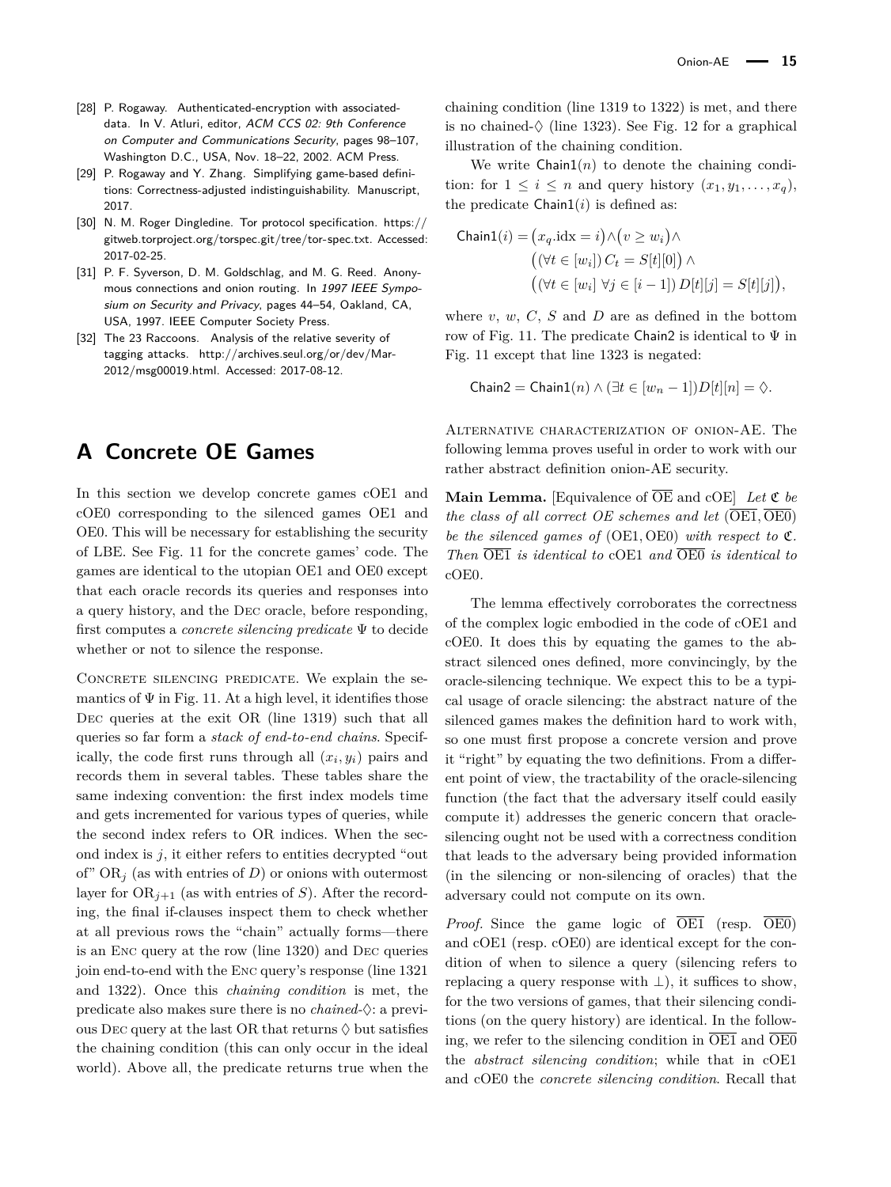[28] P. Rogaway. Authenticated-encryption with associated-data. In V. Atluri, editor, *ACM CCS 02: 9th Conference on Computer and Communications Security*, pages 98–107, Washington D.C., USA, Nov. 18–22, 2002. ACM Press.

[29] P. Rogaway and Y. Zhang. Simplifying game-based definitions: Correctness-adjusted indistinguishability. Manuscript, 2017.

[30] N. M. Roger Dingledine. Tor protocol specification. https://gitweb.torproject.org/torspec.git/tree/tor-spec.txt. Accessed: 2017-02-25.

[31] P. F. Syverson, D. M. Goldschlag, and M. G. Reed. Anonymous connections and onion routing. In *1997 IEEE Symposium on Security and Privacy*, pages 44–54, Oakland, CA, USA, 1997. IEEE Computer Society Press.

[32] The 23 Raccoons. Analysis of the relative severity of tagging attacks. http://archives.seul.org/or/dev/Mar-2012/msg00019.html. Accessed: 2017-08-12.

## A Concrete OE Games

In this section we develop concrete games cOE1 and cOE0 corresponding to the silenced games OE1 and OE0. This will be necessary for establishing the security of LBE. See Fig. 11 for the concrete games' code. The games are identical to the utopian OE1 and OE0 except that each oracle records its queries and responses into a query history, and the Dec oracle, before responding, first computes a *concrete silencing predicate* $\Psi$ to decide whether or not to silence the response.

Concrete silencing predicate. We explain the semantics of $\Psi$ in Fig. 11. At a high level, it identifies those Dec queries at the exit OR (line 1319) such that all queries so far form a *stack of end-to-end chains*. Specifically, the code first runs through all $(x_i, y_i)$ pairs and records them in several tables. These tables share the same indexing convention: the first index models time and gets incremented for various types of queries, while the second index refers to OR indices. When the second index is $j$, it either refers to entities decrypted "out of" $\mathrm{OR}_j$ (as with entries of $D$) or onions with outermost layer for $\mathrm{OR}_{j+1}$ (as with entries of $S$). After the recording, the final if-clauses inspect them to check whether at all previous rows the "chain" actually forms—there is an Enc query at the row (line 1320) and Dec queries join end-to-end with the Enc query's response (line 1321 and 1322). Once this *chaining condition* is met, the predicate also makes sure there is no *chained-*$\Diamond$: a previous Dec query at the last OR that returns $\Diamond$ but satisfies the chaining condition (this can only occur in the ideal world). Above all, the predicate returns true when the chaining condition (line 1319 to 1322) is met, and there is no chained-$\Diamond$ (line 1323). See Fig. 12 for a graphical illustration of the chaining condition.

We write $\mathsf{Chain1}(n)$ to denote the chaining condition: for $1 \le i \le n$ and query history $(x_1, y_1, \ldots, x_q)$, the predicate $\mathsf{Chain1}(i)$ is defined as:

$$
\begin{aligned}
\mathsf{Chain1}(i) = {} & \big(x_q.\mathrm{idx} = i\big) \wedge \big(v \ge w_i\big) \wedge \\
& \big((\forall t \in [w_i])\, C_t = S[t][0]\big) \wedge \\
& \big((\forall t \in [w_i]\ \forall j \in [i-1])\, D[t][j] = S[t][j]\big),
\end{aligned}
$$

where $v$, $w$, $C$, $S$ and $D$ are as defined in the bottom row of Fig. 11. The predicate $\mathsf{Chain2}$ is identical to $\Psi$ in Fig. 11 except that line 1323 is negated:

$$
\mathsf{Chain2} = \mathsf{Chain1}(n) \wedge (\exists t \in [w_n - 1]) D[t][n] = \Diamond.
$$

Alternative characterization of onion-AE. The following lemma proves useful in order to work with our rather abstract definition onion-AE security.

**Main Lemma.** [Equivalence of $\overline{\mathrm{OE}}$ and cOE] *Let $\mathfrak{C}$ be the class of all correct OE schemes and let $(\overline{\mathrm{OE1}}, \overline{\mathrm{OE0}})$ be the silenced games of* $(\mathrm{OE1}, \mathrm{OE0})$ *with respect to $\mathfrak{C}$. Then $\overline{\mathrm{OE1}}$ is identical to* cOE1 *and $\overline{\mathrm{OE0}}$ is identical to* cOE0.

The lemma effectively corroborates the correctness of the complex logic embodied in the code of cOE1 and cOE0. It does this by equating the games to the abstract silenced ones defined, more convincingly, by the oracle-silencing technique. We expect this to be a typical usage of oracle silencing: the abstract nature of the silenced games makes the definition hard to work with, so one must first propose a concrete version and prove it "right" by equating the two definitions. From a different point of view, the tractability of the oracle-silencing function (the fact that the adversary itself could easily compute it) addresses the generic concern that oracle-silencing ought not be used with a correctness condition that leads to the adversary being provided information (in the silencing or non-silencing of oracles) that the adversary could not compute on its own.

*Proof.* Since the game logic of $\overline{\mathrm{OE1}}$ (resp. $\overline{\mathrm{OE0}}$) and cOE1 (resp. cOE0) are identical except for the condition of when to silence a query (silencing refers to replacing a query response with $\bot$), it suffices to show, for the two versions of games, that their silencing conditions (on the query history) are identical. In the following, we refer to the silencing condition in $\overline{\mathrm{OE1}}$ and $\overline{\mathrm{OE0}}$ the *abstract silencing condition*; while that in cOE1 and cOE0 the *concrete silencing condition*. Recall that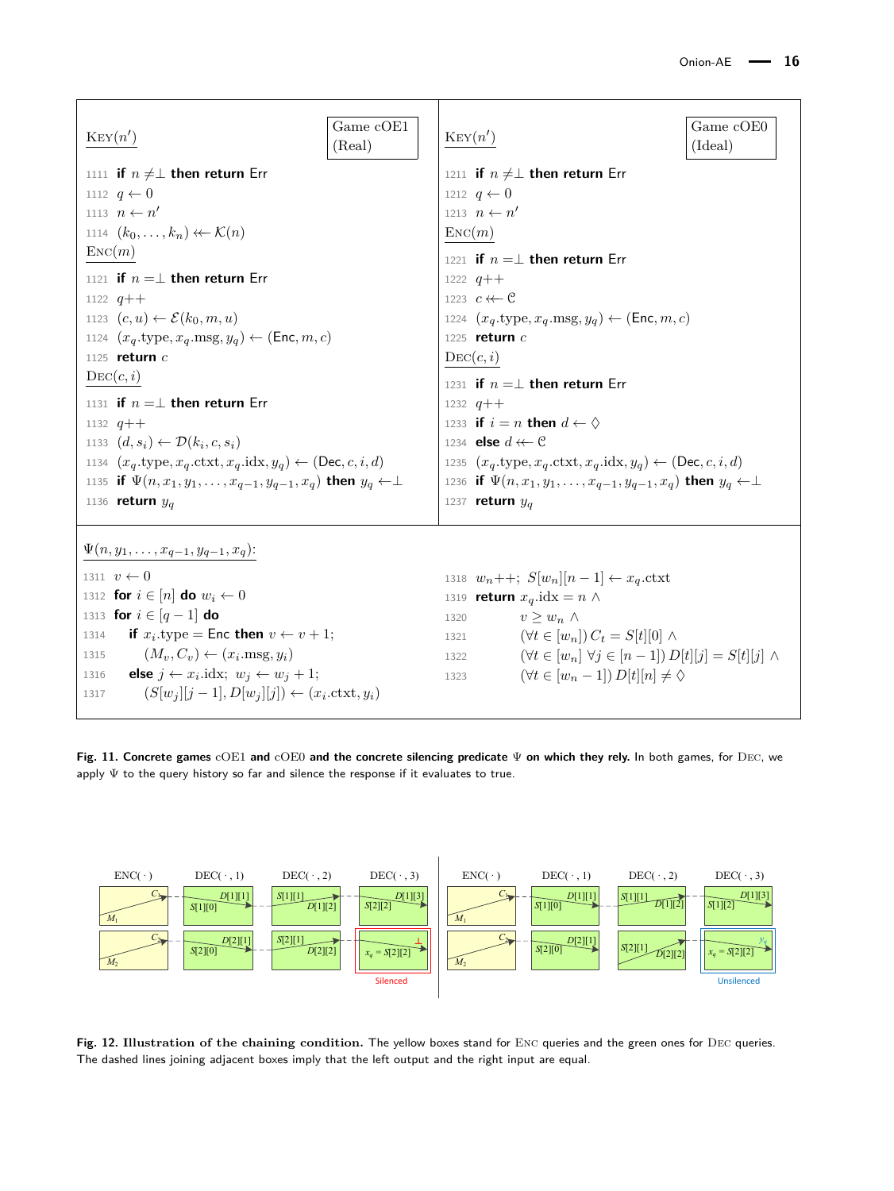**Game cOE1 (Real)**

```
KEY(n')
1111 if n ≠⊥ then return Err
1112 q ← 0
1113 n ← n'
1114 (k_0, ..., k_n) ←$ K(n)

ENC(m)
1121 if n =⊥ then return Err
1122 q++
1123 (c, u) ← E(k_0, m, u)
1124 (x_q.type, x_q.msg, y_q) ← (Enc, m, c)
1125 return c

DEC(c, i)
1131 if n =⊥ then return Err
1132 q++
1133 (d, s_i) ← D(k_i, c, s_i)
1134 (x_q.type, x_q.ctxt, x_q.idx, y_q) ← (Dec, c, i, d)
1135 if Ψ(n, x_1, y_1, ..., x_{q−1}, y_{q−1}, x_q) then y_q ←⊥
1136 return y_q
```

**Game cOE0 (Ideal)**

```
KEY(n')
1211 if n ≠⊥ then return Err
1212 q ← 0
1213 n ← n'

ENC(m)
1221 if n =⊥ then return Err
1222 q++
1223 c ←$ C
1224 (x_q.type, x_q.msg, y_q) ← (Enc, m, c)
1225 return c

DEC(c, i)
1231 if n =⊥ then return Err
1232 q++
1233 if i = n then d ← ◊
1234 else d ←$ C
1235 (x_q.type, x_q.ctxt, x_q.idx, y_q) ← (Dec, c, i, d)
1236 if Ψ(n, x_1, y_1, ..., x_{q−1}, y_{q−1}, x_q) then y_q ←⊥
1237 return y_q
```

**$\Psi(n, y_1, \ldots, x_{q-1}, y_{q-1}, x_q)$:**

```
1311 v ← 0
1312 for i ∈ [n] do w_i ← 0
1313 for i ∈ [q − 1] do
1314   if x_i.type = Enc then v ← v + 1;
1315     (M_v, C_v) ← (x_i.msg, y_i)
1316   else j ← x_i.idx; w_j ← w_j + 1;
1317     (S[w_j][j − 1], D[w_j][j]) ← (x_i.ctxt, y_i)
1318 w_n++; S[w_n][n − 1] ← x_q.ctxt
1319 return x_q.idx = n ∧
1320        v ≥ w_n ∧
1321        (∀t ∈ [w_n]) C_t = S[t][0] ∧
1322        (∀t ∈ [w_n] ∀j ∈ [n − 1]) D[t][j] = S[t][j] ∧
1323        (∀t ∈ [w_n − 1]) D[t][n] ≠ ◊
```

**Fig. 11. Concrete games cOE1 and cOE0 and the concrete silencing predicate $\Psi$ on which they rely.** In both games, for DEC, we apply $\Psi$ to the query history so far and silence the response if it evaluates to true.

**Fig. 12. Illustration of the chaining condition.** The yellow boxes stand for ENC queries and the green ones for DEC queries. The dashed lines joining adjacent boxes imply that the left output and the right input are equal.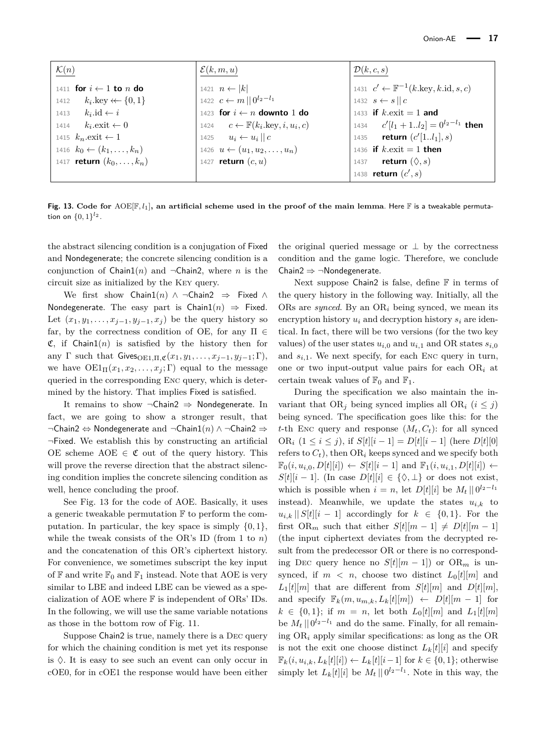| $\mathcal{K}(n)$ | $\mathcal{E}(k, m, u)$ | $\mathcal{D}(k, c, s)$ |
|---|---|---|
| 1411 **for** $i \leftarrow 1$ **to** $n$ **do**<br>1412 $\quad k_i.\text{key} \twoheadleftarrow \{0,1\}$<br>1413 $\quad k_i.\text{id} \leftarrow i$<br>1414 $\quad k_i.\text{exit} \leftarrow 0$<br>1415 $k_n.\text{exit} \leftarrow 1$<br>1416 $k_0 \leftarrow (k_1, \ldots, k_n)$<br>1417 **return** $(k_0, \ldots, k_n)$ | 1421 $n \leftarrow \|k\|$<br>1422 $c \leftarrow m \,\|\, 0^{l_2 - l_1}$<br>1423 **for** $i \leftarrow n$ **downto** 1 **do**<br>1424 $\quad c \leftarrow \mathbb{F}(k_i.\text{key}, i, u_i, c)$<br>1425 $\quad u_i \leftarrow u_i \,\|\, c$<br>1426 $u \leftarrow (u_1, u_2, \ldots, u_n)$<br>1427 **return** $(c, u)$ | 1431 $c' \leftarrow \mathbb{F}^{-1}(k.\text{key}, k.\text{id}, s, c)$<br>1432 $s \leftarrow s \,\|\, c$<br>1433 **if** $k.\text{exit} = 1$ **and**<br>1434 $\quad c'[l_1 + 1..l_2] = 0^{l_2 - l_1}$ **then**<br>1435 $\quad$ **return** $(c'[1..l_1], s)$<br>1436 **if** $k.\text{exit} = 1$ **then**<br>1437 $\quad$ **return** $(\Diamond, s)$<br>1438 **return** $(c', s)$ |

**Fig. 13. Code for** $\text{AOE}[\mathbb{F}, l_1]$**, an artificial scheme used in the proof of the main lemma**. Here $\mathbb{F}$ is a tweakable permutation on $\{0,1\}^{l_2}$.

the abstract silencing condition is a conjugation of Fixed and Nondegenerate; the concrete silencing condition is a conjunction of Chain1($n$) and ¬Chain2, where $n$ is the circuit size as initialized by the Key query.

We first show Chain1($n$) ∧ ¬Chain2 ⇒ Fixed ∧ Nondegenerate. The easy part is Chain1($n$) ⇒ Fixed. Let $(x_1, y_1, \ldots, x_{j-1}, y_{j-1}, x_j)$ be the query history so far, by the correctness condition of OE, for any $\Pi \in \mathfrak{C}$, if Chain1($n$) is satisfied by the history then for any $\Gamma$ such that $\mathsf{Gives}_{\text{OE1},\Pi,\mathfrak{C}}(x_1, y_1, \ldots, x_{j-1}, y_{j-1}; \Gamma)$, we have $\text{OE1}_\Pi(x_1, x_2, \ldots, x_j; \Gamma)$ equal to the message queried in the corresponding Enc query, which is determined by the history. That implies Fixed is satisfied.

It remains to show ¬Chain2 ⇒ Nondegenerate. In fact, we are going to show a stronger result, that ¬Chain2 ⇔ Nondegenerate and ¬Chain1($n$) ∧ ¬Chain2 ⇒ ¬Fixed. We establish this by constructing an artificial OE scheme AOE ∈ $\mathfrak{C}$ out of the query history. This will prove the reverse direction that the abstract silencing condition implies the concrete silencing condition as well, hence concluding the proof.

See Fig. 13 for the code of AOE. Basically, it uses a generic tweakable permutation $\mathbb{F}$ to perform the computation. In particular, the key space is simply $\{0,1\}$, while the tweak consists of the OR's ID (from 1 to $n$) and the concatenation of this OR's ciphertext history. For convenience, we sometimes subscript the key input of $\mathbb{F}$ and write $\mathbb{F}_0$ and $\mathbb{F}_1$ instead. Note that AOE is very similar to LBE and indeed LBE can be viewed as a specialization of AOE where $\mathbb{F}$ is independent of ORs' IDs. In the following, we will use the same variable notations as those in the bottom row of Fig. 11.

Suppose Chain2 is true, namely there is a Dec query for which the chaining condition is met yet its response is ◊. It is easy to see such an event can only occur in cOE0, for in cOE1 the response would have been either the original queried message or ⊥ by the correctness condition and the game logic. Therefore, we conclude Chain2 ⇒ ¬Nondegenerate.

Next suppose Chain2 is false, define $\mathbb{F}$ in terms of the query history in the following way. Initially, all the ORs are *synced*. By an $\text{OR}_i$ being synced, we mean its encryption history $u_i$ and decryption history $s_i$ are identical. In fact, there will be two versions (for the two key values) of the user states $u_{i,0}$ and $u_{i,1}$ and OR states $s_{i,0}$ and $s_{i,1}$. We next specify, for each Enc query in turn, one or two input-output value pairs for each $\text{OR}_i$ at certain tweak values of $\mathbb{F}_0$ and $\mathbb{F}_1$.

During the specification we also maintain the invariant that $\text{OR}_j$ being synced implies all $\text{OR}_i$ $(i \le j)$ being synced. The specification goes like this: for the $t$-th Enc query and response $(M_t, C_t)$: for all synced $\text{OR}_i$ $(1 \le i \le j)$, if $S[t][i-1] = D[t][i-1]$ (here $D[t][0]$ refers to $C_t$), then $\text{OR}_i$ keeps synced and we specify both $\mathbb{F}_0(i, u_{i,0}, D[t][i]) \leftarrow S[t][i-1]$ and $\mathbb{F}_1(i, u_{i,1}, D[t][i]) \leftarrow S[t][i-1]$. (In case $D[t][i] \in \{\Diamond, \perp\}$ or does not exist, which is possible when $i = n$, let $D[t][i]$ be $M_t \,\|\, 0^{l_2 - l_1}$ instead). Meanwhile, we update the states $u_{i,k}$ to $u_{i,k} \,\|\, S[t][i-1]$ accordingly for $k \in \{0,1\}$. For the first $\text{OR}_m$ such that either $S[t][m-1] \neq D[t][m-1]$ (the input ciphertext deviates from the decrypted result from the predecessor OR or there is no corresponding Dec query hence no $S[t][m-1]$) or $\text{OR}_m$ is unsynced, if $m < n$, choose two distinct $L_0[t][m]$ and $L_1[t][m]$ that are different from $S[t][m]$ and $D[t][m]$, and specify $\mathbb{F}_k(m, u_{m,k}, L_k[t][m]) \leftarrow D[t][m-1]$ for $k \in \{0,1\}$; if $m = n$, let both $L_0[t][m]$ and $L_1[t][m]$ be $M_t \,\|\, 0^{l_2 - l_1}$ and do the same. Finally, for all remaining $\text{OR}_i$ apply similar specifications: as long as the OR is not the exit one choose distinct $L_k[t][i]$ and specify $\mathbb{F}_k(i, u_{i,k}, L_k[t][i]) \leftarrow L_k[t][i-1]$ for $k \in \{0,1\}$; otherwise simply let $L_k[t][i]$ be $M_t \,\|\, 0^{l_2 - l_1}$. Note in this way, the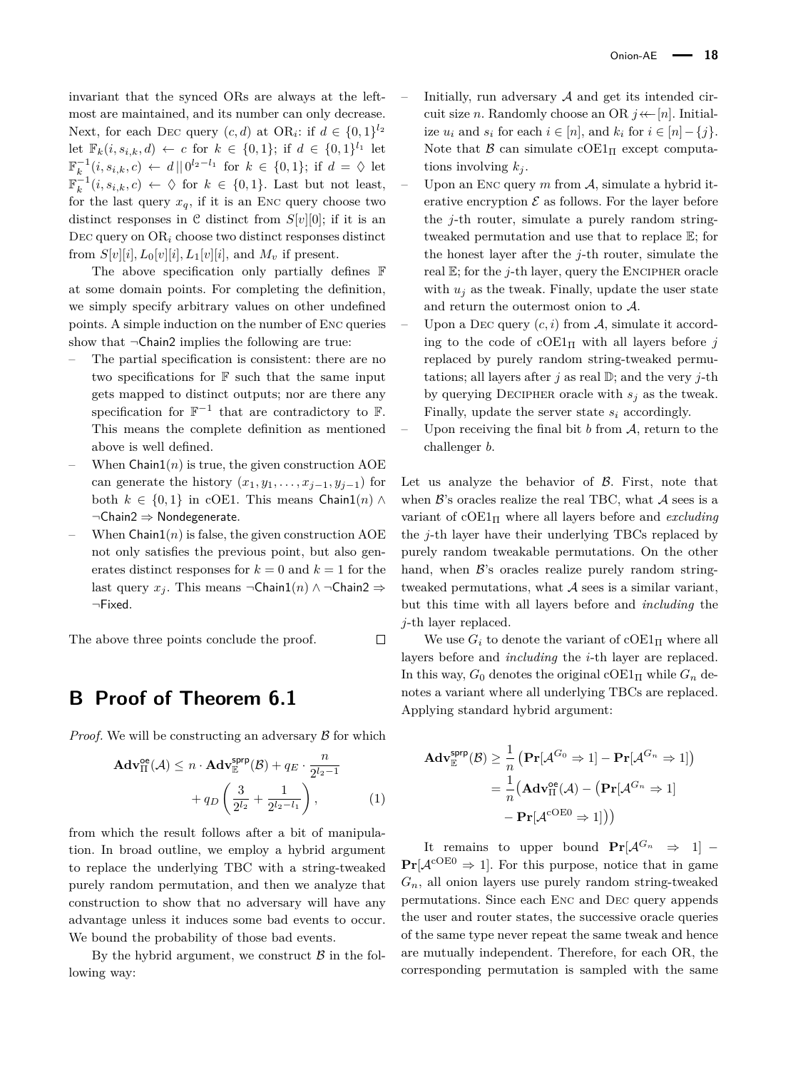invariant that the synced ORs are always at the leftmost are maintained, and its number can only decrease. Next, for each DEC query $(c, d)$ at $\mathrm{OR}_i$: if $d \in \{0,1\}^{l_2}$ let $\mathbb{F}_k(i, s_{i,k}, d) \leftarrow c$ for $k \in \{0,1\}$; if $d \in \{0,1\}^{l_1}$ let $\mathbb{F}_k^{-1}(i, s_{i,k}, c) \leftarrow d \,||\, 0^{l_2 - l_1}$ for $k \in \{0,1\}$; if $d = \lozenge$ let $\mathbb{F}_k^{-1}(i, s_{i,k}, c) \leftarrow \lozenge$ for $k \in \{0,1\}$. Last but not least, for the last query $x_q$, if it is an ENC query choose two distinct responses in $\mathcal{C}$ distinct from $S[v][0]$; if it is an DEC query on $\mathrm{OR}_i$ choose two distinct responses distinct from $S[v][i], L_0[v][i], L_1[v][i]$, and $M_v$ if present.

The above specification only partially defines $\mathbb{F}$ at some domain points. For completing the definition, we simply specify arbitrary values on other undefined points. A simple induction on the number of ENC queries show that $\neg$Chain2 implies the following are true:

- The partial specification is consistent: there are no two specifications for $\mathbb{F}$ such that the same input gets mapped to distinct outputs; nor are there any specification for $\mathbb{F}^{-1}$ that are contradictory to $\mathbb{F}$. This means the complete definition as mentioned above is well defined.
- When Chain1$(n)$ is true, the given construction AOE can generate the history $(x_1, y_1, \ldots, x_{j-1}, y_{j-1})$ for both $k \in \{0,1\}$ in cOE1. This means Chain1$(n) \wedge \neg$Chain2 $\Rightarrow$ Nondegenerate.
- When Chain1$(n)$ is false, the given construction AOE not only satisfies the previous point, but also generates distinct responses for $k = 0$ and $k = 1$ for the last query $x_j$. This means $\neg$Chain1$(n) \wedge \neg$Chain2 $\Rightarrow$ $\neg$Fixed.

The above three points conclude the proof. $\square$

## B Proof of Theorem 6.1

*Proof.* We will be constructing an adversary $\mathcal{B}$ for which

$$\mathbf{Adv}^{\mathsf{oe}}_{\Pi}(\mathcal{A}) \leq n \cdot \mathbf{Adv}^{\mathsf{sprp}}_{\mathbb{E}}(\mathcal{B}) + q_E \cdot \frac{n}{2^{l_2 - 1}} + q_D \left( \frac{3}{2^{l_2}} + \frac{1}{2^{l_2 - l_1}} \right), \tag{1}$$

from which the result follows after a bit of manipulation. In broad outline, we employ a hybrid argument to replace the underlying TBC with a string-tweaked purely random permutation, and then we analyze that construction to show that no adversary will have any advantage unless it induces some bad events to occur. We bound the probability of those bad events.

By the hybrid argument, we construct $\mathcal{B}$ in the following way:

- Initially, run adversary $\mathcal{A}$ and get its intended circuit size $n$. Randomly choose an OR $j \twoheadleftarrow [n]$. Initialize $u_i$ and $s_i$ for each $i \in [n]$, and $k_i$ for $i \in [n] - \{j\}$. Note that $\mathcal{B}$ can simulate $\mathrm{cOE1}_\Pi$ except computations involving $k_j$.
- Upon an ENC query $m$ from $\mathcal{A}$, simulate a hybrid iterative encryption $\mathcal{E}$ as follows. For the layer before the $j$-th router, simulate a purely random string-tweaked permutation and use that to replace $\mathbb{E}$; for the honest layer after the $j$-th router, simulate the real $\mathbb{E}$; for the $j$-th layer, query the ENCIPHER oracle with $u_j$ as the tweak. Finally, update the user state and return the outermost onion to $\mathcal{A}$.
- Upon a DEC query $(c, i)$ from $\mathcal{A}$, simulate it according to the code of $\mathrm{cOE1}_\Pi$ with all layers before $j$ replaced by purely random string-tweaked permutations; all layers after $j$ as real $\mathbb{D}$; and the very $j$-th by querying DECIPHER oracle with $s_j$ as the tweak. Finally, update the server state $s_i$ accordingly.
- Upon receiving the final bit $b$ from $\mathcal{A}$, return to the challenger $b$.

Let us analyze the behavior of $\mathcal{B}$. First, note that when $\mathcal{B}$'s oracles realize the real TBC, what $\mathcal{A}$ sees is a variant of $\mathrm{cOE1}_\Pi$ where all layers before and *excluding* the $j$-th layer have their underlying TBCs replaced by purely random tweakable permutations. On the other hand, when $\mathcal{B}$'s oracles realize purely random string-tweaked permutations, what $\mathcal{A}$ sees is a similar variant, but this time with all layers before and *including* the $j$-th layer replaced.

We use $G_i$ to denote the variant of $\mathrm{cOE1}_\Pi$ where all layers before and *including* the $i$-th layer are replaced. In this way, $G_0$ denotes the original $\mathrm{cOE1}_\Pi$ while $G_n$ denotes a variant where all underlying TBCs are replaced. Applying standard hybrid argument:

$$\begin{aligned}
\mathbf{Adv}^{\mathsf{sprp}}_{\mathbb{E}}(\mathcal{B}) &\geq \frac{1}{n} \left( \mathbf{Pr}[\mathcal{A}^{G_0} \Rightarrow 1] - \mathbf{Pr}[\mathcal{A}^{G_n} \Rightarrow 1] \right) \\
&= \frac{1}{n} \big( \mathbf{Adv}^{\mathsf{oe}}_{\Pi}(\mathcal{A}) - \big( \mathbf{Pr}[\mathcal{A}^{G_n} \Rightarrow 1] \\
&\quad - \mathbf{Pr}[\mathcal{A}^{\mathrm{cOE0}} \Rightarrow 1] \big) \big)
\end{aligned}$$

It remains to upper bound $\mathbf{Pr}[\mathcal{A}^{G_n} \Rightarrow 1] - \mathbf{Pr}[\mathcal{A}^{\mathrm{cOE0}} \Rightarrow 1]$. For this purpose, notice that in game $G_n$, all onion layers use purely random string-tweaked permutations. Since each ENC and DEC query appends the user and router states, the successive oracle queries of the same type never repeat the same tweak and hence are mutually independent. Therefore, for each OR, the corresponding permutation is sampled with the same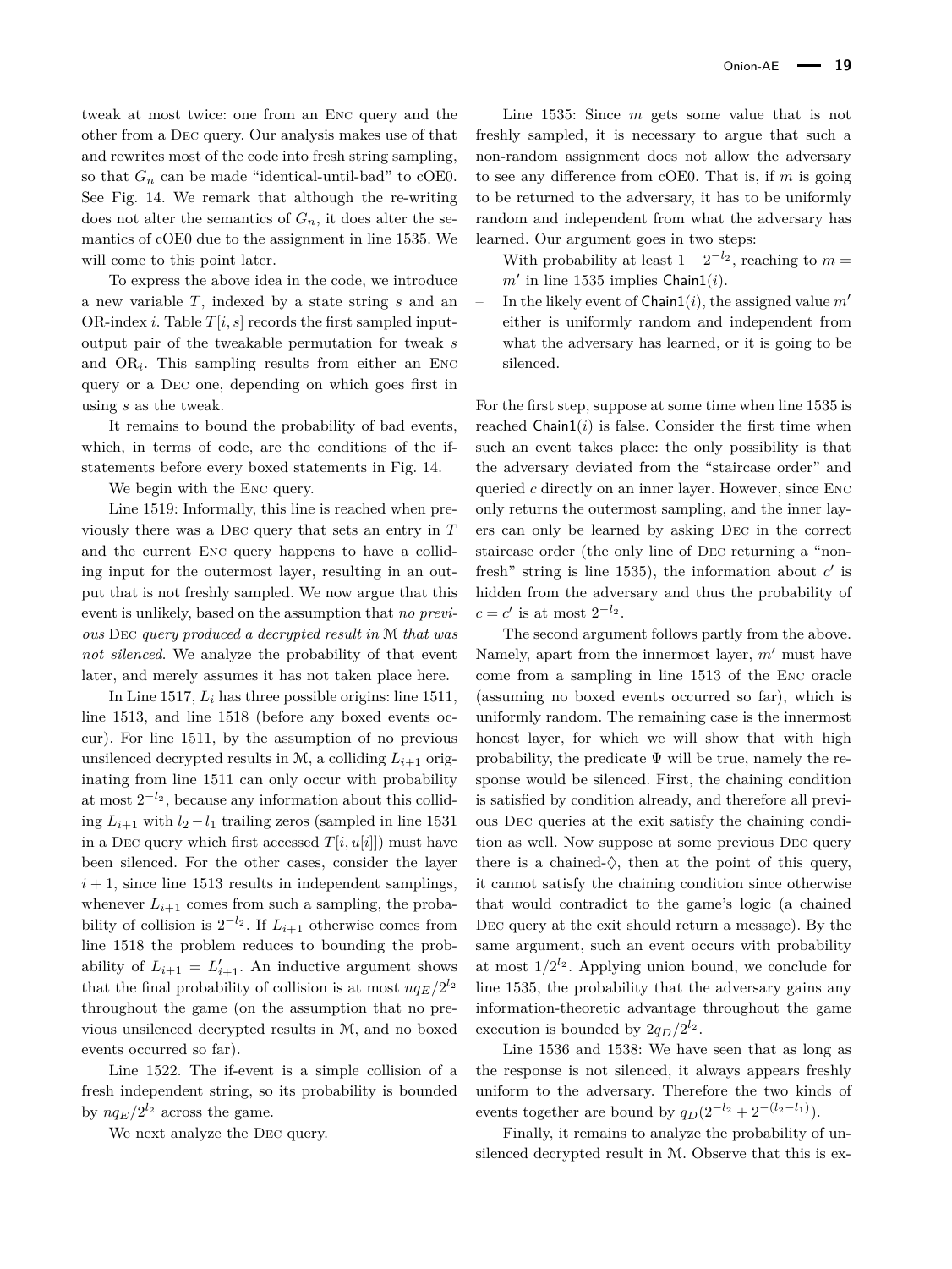tweak at most twice: one from an Enc query and the other from a Dec query. Our analysis makes use of that and rewrites most of the code into fresh string sampling, so that $G_n$ can be made "identical-until-bad" to cOE0. See Fig. 14. We remark that although the re-writing does not alter the semantics of $G_n$, it does alter the semantics of cOE0 due to the assignment in line 1535. We will come to this point later.

To express the above idea in the code, we introduce a new variable $T$, indexed by a state string $s$ and an OR-index $i$. Table $T[i, s]$ records the first sampled input-output pair of the tweakable permutation for tweak $s$ and $\mathrm{OR}_i$. This sampling results from either an Enc query or a Dec one, depending on which goes first in using $s$ as the tweak.

It remains to bound the probability of bad events, which, in terms of code, are the conditions of the if-statements before every boxed statements in Fig. 14.

We begin with the Enc query.

Line 1519: Informally, this line is reached when previously there was a Dec query that sets an entry in $T$ and the current Enc query happens to have a colliding input for the outermost layer, resulting in an output that is not freshly sampled. We now argue that this event is unlikely, based on the assumption that *no previous* Dec *query produced a decrypted result in* $\mathcal{M}$ *that was not silenced*. We analyze the probability of that event later, and merely assumes it has not taken place here.

In Line 1517, $L_i$ has three possible origins: line 1511, line 1513, and line 1518 (before any boxed events occur). For line 1511, by the assumption of no previous unsilenced decrypted results in $\mathcal{M}$, a colliding $L_{i+1}$ originating from line 1511 can only occur with probability at most $2^{-l_2}$, because any information about this colliding $L_{i+1}$ with $l_2 - l_1$ trailing zeros (sampled in line 1531 in a Dec query which first accessed $T[i, u[i]]$) must have been silenced. For the other cases, consider the layer $i+1$, since line 1513 results in independent samplings, whenever $L_{i+1}$ comes from such a sampling, the probability of collision is $2^{-l_2}$. If $L_{i+1}$ otherwise comes from line 1518 the problem reduces to bounding the probability of $L_{i+1} = L'_{i+1}$. An inductive argument shows that the final probability of collision is at most $nq_E/2^{l_2}$ throughout the game (on the assumption that no previous unsilenced decrypted results in $\mathcal{M}$, and no boxed events occurred so far).

Line 1522. The if-event is a simple collision of a fresh independent string, so its probability is bounded by $nq_E/2^{l_2}$ across the game.

We next analyze the Dec query.

Line 1535: Since $m$ gets some value that is not freshly sampled, it is necessary to argue that such a non-random assignment does not allow the adversary to see any difference from cOE0. That is, if $m$ is going to be returned to the adversary, it has to be uniformly random and independent from what the adversary has learned. Our argument goes in two steps:

– With probability at least $1 - 2^{-l_2}$, reaching to $m = m'$ in line 1535 implies $\mathsf{Chain1}(i)$.

– In the likely event of $\mathsf{Chain1}(i)$, the assigned value $m'$ either is uniformly random and independent from what the adversary has learned, or it is going to be silenced.

For the first step, suppose at some time when line 1535 is reached $\mathsf{Chain1}(i)$ is false. Consider the first time when such an event takes place: the only possibility is that the adversary deviated from the "staircase order" and queried $c$ directly on an inner layer. However, since Enc only returns the outermost sampling, and the inner layers can only be learned by asking Dec in the correct staircase order (the only line of Dec returning a "non-fresh" string is line 1535), the information about $c'$ is hidden from the adversary and thus the probability of $c = c'$ is at most $2^{-l_2}$.

The second argument follows partly from the above. Namely, apart from the innermost layer, $m'$ must have come from a sampling in line 1513 of the Enc oracle (assuming no boxed events occurred so far), which is uniformly random. The remaining case is the innermost honest layer, for which we will show that with high probability, the predicate $\Psi$ will be true, namely the response would be silenced. First, the chaining condition is satisfied by condition already, and therefore all previous Dec queries at the exit satisfy the chaining condition as well. Now suppose at some previous Dec query there is a chained-$\Diamond$, then at the point of this query, it cannot satisfy the chaining condition since otherwise that would contradict to the game's logic (a chained Dec query at the exit should return a message). By the same argument, such an event occurs with probability at most $1/2^{l_2}$. Applying union bound, we conclude for line 1535, the probability that the adversary gains any information-theoretic advantage throughout the game execution is bounded by $2q_D/2^{l_2}$.

Line 1536 and 1538: We have seen that as long as the response is not silenced, it always appears freshly uniform to the adversary. Therefore the two kinds of events together are bound by $q_D(2^{-l_2} + 2^{-(l_2 - l_1)})$.

Finally, it remains to analyze the probability of unsilenced decrypted result in $\mathcal{M}$. Observe that this is ex-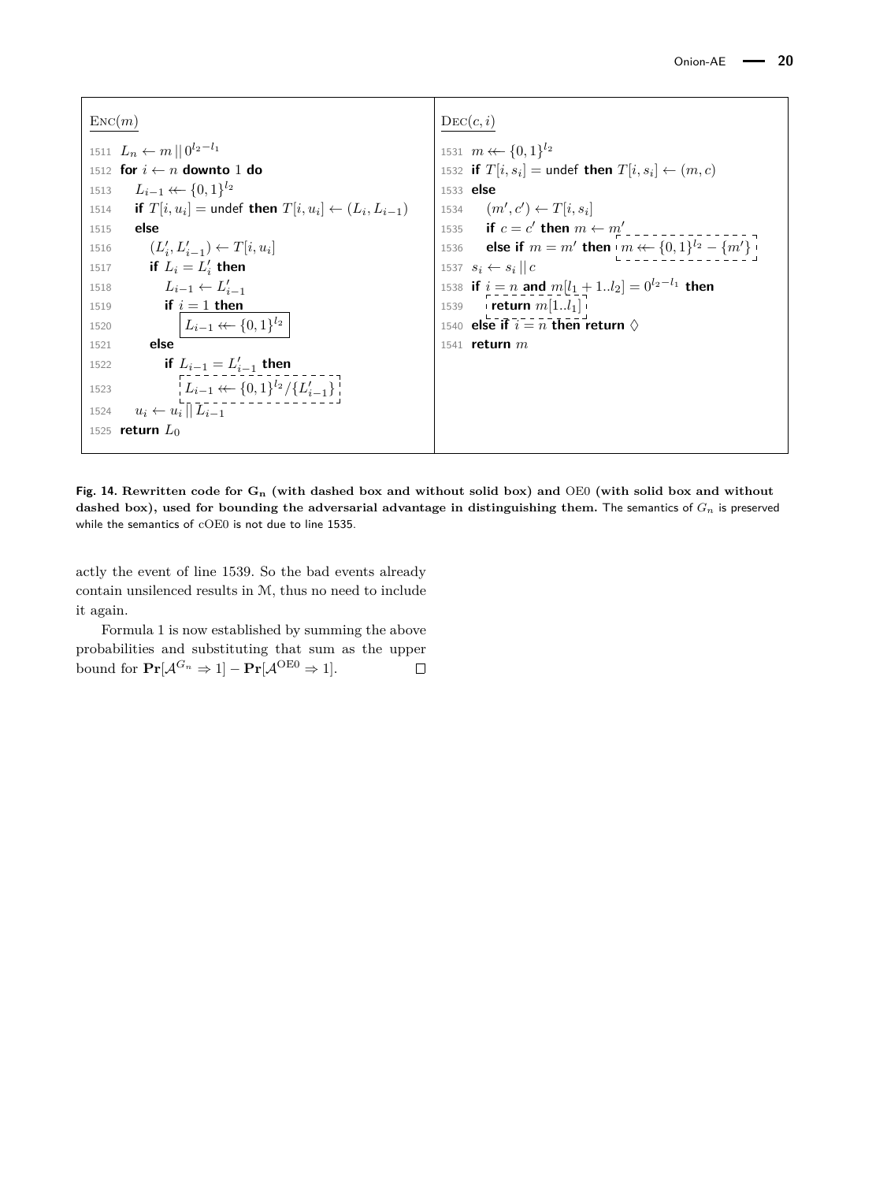```
Enc(m)

1511  L_n ← m || 0^{l_2 - l_1}
1512  for i ← n downto 1 do
1513      L_{i-1} ←$ {0,1}^{l_2}
1514      if T[i, u_i] = undef then T[i, u_i] ← (L_i, L_{i-1})
1515      else
1516          (L'_i, L'_{i-1}) ← T[i, u_i]
1517          if L_i = L'_i then
1518              L_{i-1} ← L'_{i-1}
1519              if i = 1 then
1520                  [ L_{i-1} ←$ {0,1}^{l_2} ]                      (solid box)
1521          else
1522              if L_{i-1} = L'_{i-1} then
1523                  [ L_{i-1} ←$ {0,1}^{l_2} / {L'_{i-1}} ]         (dashed box)
1524      u_i ← u_i || L_{i-1}
1525  return L_0
```

```
Dec(c, i)

1531  m ←$ {0,1}^{l_2}
1532  if T[i, s_i] = undef then T[i, s_i] ← (m, c)
1533  else
1534      (m', c') ← T[i, s_i]
1535      if c = c' then m ← m'
1536      else if m = m' then [ m ←$ {0,1}^{l_2} − {m'} ]         (dashed box)
1537  s_i ← s_i || c
1538  if i = n and m[l_1 + 1..l_2] = 0^{l_2 - l_1} then
1539      [ return m[1..l_1] ]                                  (dashed box)
1540  else if i = n then return ◊
1541  return m
```

**Fig. 14. Rewritten code for $\mathbf{G_n}$ (with dashed box and without solid box) and OE0 (with solid box and without dashed box), used for bounding the adversarial advantage in distinguishing them.** The semantics of $G_n$ is preserved while the semantics of cOE0 is not due to line 1535.

actly the event of line 1539. So the bad events already contain unsilenced results in $\mathcal{M}$, thus no need to include it again.

Formula 1 is now established by summing the above probabilities and substituting that sum as the upper bound for $\mathbf{Pr}[\mathcal{A}^{G_n} \Rightarrow 1] - \mathbf{Pr}[\mathcal{A}^{\mathrm{OE0}} \Rightarrow 1]$. □